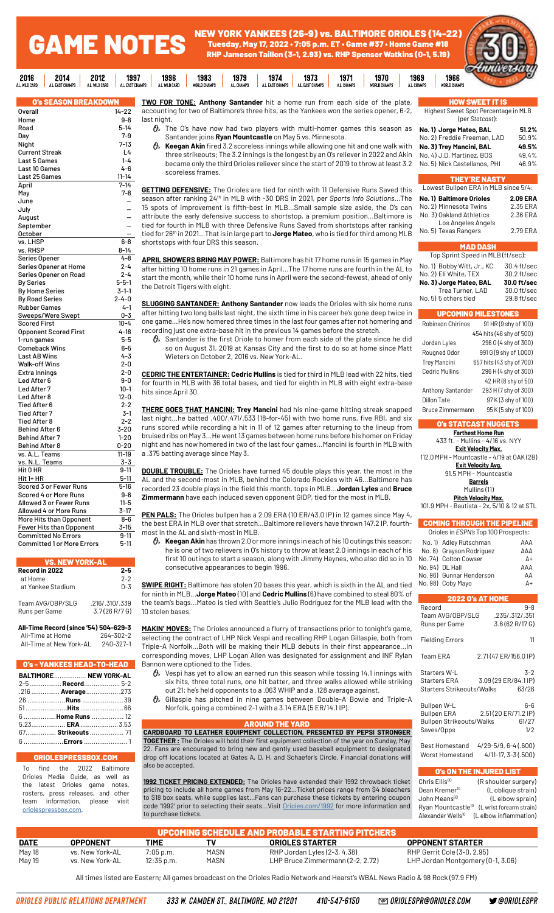# GAME NOTES

## NEW YORK YANKEES (26-9) vs. BALTIMORE ORIOLES (14-22)

**Tuesday, May 17, 2022 • 7:05 p.m. ET • Game #37 • Home Game #18**

**RHP Jameson Taillon (3-1, 2.93) vs. RHP Spenser Watkins (0-1, 5.19)**

2016 AL WILD CARD | 2014 AL EAST CHAMPS | 2012 AL WILD CARD | 1997 AL EAST CHAMPS | 1996 AL WILD CARD | 1983 WORLD CHAMPS | 1979 AL CHAMPS | 1974 AL EAST CHAMPS | 1973 AL EAST CHAMPS | 1971 AL CHAMPS | 1970 WORLD CHAMPS | 1969 AL CHAMPS | 1966 WORLD CHAMPS

### O's SEASON BREAKDOWN

| | |
|---|---|
| Overall | 14-22 |
| Home | 9-8 |
| Road | 5-14 |
| Day | 7-9 |
| Night | 7-13 |
| Current Streak | L4 |
| Last 5 Games | 1-4 |
| Last 10 Games | 4-6 |
| Last 25 Games | 11-14 |
| April | 7-14 |
| May | 7-8 |
| June | – |
| July | – |
| August | – |
| September | – |
| October | – |
| vs. LHSP | 6-8 |
| vs. RHSP | 8-14 |
| Series Opener | 4-8 |
| Series Opener at Home | 2-4 |
| Series Opener on Road | 2-4 |
| By Series | 5-5-1 |
| By Home Series | 3-1-1 |
| By Road Series | 2-4-0 |
| Rubber Games | 4-1 |
| Sweeps/Were Swept | 0-3 |
| Scored First | 10-4 |
| Opponent Scored First | 4-18 |
| 1-run games | 5-5 |
| Comeback Wins | 6-5 |
| Last AB Wins | 4-3 |
| Walk-off Wins | 2-0 |
| Extra Innings | 2-0 |
| Led After 6 | 9-0 |
| Led After 7 | 10-1 |
| Led After 8 | 12-0 |
| Tied After 6 | 2-2 |
| Tied After 7 | 3-1 |
| Tied After 8 | 2-2 |
| Behind After 6 | 3-20 |
| Behind After 7 | 1-20 |
| Behind After 8 | 0-20 |
| vs. A.L. Teams | 11-19 |
| vs. N.L. Teams | 3-3 |
| Hit 0 HR | 9-11 |
| Hit 1+ HR | 5-11 |
| Scored 3 or Fewer Runs | 5-16 |
| Scored 4 or More Runs | 9-6 |
| Allowed 3 or Fewer Runs | 11-5 |
| Allowed 4 or More Runs | 3-17 |
| More Hits than Opponent | 8-6 |
| Fewer Hits than Opponent | 3-15 |
| Committed No Errors | 9-11 |
| Committed 1 or More Errors | 5-11 |

### VS. NEW YORK-AL

| | |
|---|---|
| **Record in 2022** | **2-5** |
| at Home | 2-2 |
| at Yankee Stadium | 0-3 |
| | |
| Team AVG/OBP/SLG | .216/.310/.339 |
| Runs per Game | 3.7 (26 R/7 G) |

| **All-Time Record (since '54) 504-629-3** | |
|---|---|
| All-Time at Home | 264-302-2 |
| All-Time at New York-AL | 240-327-1 |

### O's - YANKEES HEAD-TO-HEAD

| BALTIMORE | | NEW YORK-AL |
|---|---|---|
| 2-5 | **Record** | 5-2 |
| .216 | **Average** | .273 |
| 26 | **Runs** | 39 |
| 51 | **Hits** | 66 |
| 6 | **Home Runs** | 12 |
| 5.23 | **ERA** | 3.53 |
| 67 | **Strikeouts** | 71 |
| 6 | **Errors** | 1 |

### ORIOLESPRESSBOX.COM

To find the 2022 Baltimore Orioles Media Guide, as well as the latest Orioles game notes, rosters, press releases, and other team information, please visit oriolespressbox.com.

**TWO FOR TONE: Anthony Santander** hit a home run from each side of the plate, accounting for two of Baltimore's three hits, as the Yankees won the series opener, 6-2, last night.

- The O's have now had two players with multi-homer games this season as Santander joins **Ryan Mountcastle** on May 5 vs. Minnesota.
- **Keegan Akin** fired 3.2 scoreless innings while allowing one hit and one walk with three strikeouts; The 3.2 innings is the longest by an O's reliever in 2022 and Akin became only the third Orioles reliever since the start of 2019 to throw at least 3.2 scoreless frames.

**GETTING DEFENSIVE:** The Orioles are tied for ninth with 11 Defensive Runs Saved this season after ranking 24th in MLB with -30 DRS in 2021, per *Sports Info Solutions*...The 15 spots of improvement is fifth-best in MLB...Small sample size aside, the O's can attribute the early defensive success to shortstop, a premium position...Baltimore is tied for fourth in MLB with three Defensive Runs Saved from shortstops after ranking tied for 26th in 2021...That is in large part to **Jorge Mateo**, who is tied for third among MLB shortstops with four DRS this season.

**APRIL SHOWERS BRING MAY POWER:** Baltimore has hit 17 home runs in 15 games in May after hitting 10 home runs in 21 games in April...The 17 home runs are fourth in the AL to start the month, while their 10 home runs in April were the second-fewest, ahead of only the Detroit Tigers with eight.

**SLUGGING SANTANDER: Anthony Santander** now leads the Orioles with six home runs after hitting two long balls last night, the sixth time in his career he's gone deep twice in one game...He's now homered three times in the last four games after not homering and recording just one extra-base hit in the previous 14 games before the stretch.

- Santander is the first Oriole to homer from each side of the plate since he did so on August 31, 2019 at Kansas City and the first to do so at home since Matt Wieters on October 2, 2016 vs. New York-AL.

**CEDRIC THE ENTERTAINER: Cedric Mullins** is tied for third in MLB lead with 22 hits, tied for fourth in MLB with 36 total bases, and tied for eighth in MLB with eight extra-base hits since April 30.

**THERE GOES THAT MANCINI: Trey Mancini** had his nine-game hitting streak snapped last night...he batted .400/.471/.533 (18-for-45) with two home runs, five RBI, and six runs scored while recording a hit in 11 of 12 games after returning to the lineup from bruised ribs on May 3...He went 13 games between home runs before his homer on Friday night and has now homered in two of the last four games...Mancini is fourth in MLB with a .375 batting average since May 3.

**DOUBLE TROUBLE:** The Orioles have turned 45 double plays this year, the most in the AL and the second-most in MLB, behind the Colorado Rockies with 46...Baltimore has recorded 23 double plays in the field this month, tops in MLB...**Jordan Lyles** and **Bruce Zimmermann** have each induced seven opponent GIDP, tied for the most in MLB.

**PEN PALS:** The Orioles bullpen has a 2.09 ERA (10 ER/43.0 IP) in 12 games since May 4, the best ERA in MLB over that stretch...Baltimore relievers have thrown 147.2 IP, fourth-most in the AL and sixth-most in MLB.

- **Keegan Akin** has thrown 2.0 or more innings in each of his 10 outings this season; he is one of two relievers in O's history to throw at least 2.0 innings in each of his first 10 outings to start a season, along with Jimmy Haynes, who also did so in 10 consecutive appearances to begin 1996.

**SWIPE RIGHT:** Baltimore has stolen 20 bases this year, which is sixth in the AL and tied for ninth in MLB...**Jorge Mateo** (10) and **Cedric Mullins** (6) have combined to steal 80% of the team's bags...Mateo is tied with Seattle's Julio Rodriguez for the MLB lead with the 10 stolen bases.

**MAKIN' MOVES:** The Orioles announced a flurry of transactions prior to tonight's game, selecting the contract of LHP Nick Vespi and recalling RHP Logan Gillaspie, both from Triple-A Norfolk...Both will be making their MLB debuts in their first appearance...In corresponding moves, LHP Logan Allen was designated for assignment and INF Rylan Bannon were optioned to the Tides.

- Vespi has yet to allow an earned run this season while tossing 14.1 innings with six hits, three total runs, one hit batter, and three walks allowed while striking out 21; he's held opponents to a .063 WHIP and a .128 average against.
- Gillaspie has pitched in nine games between Double-A Bowie and Triple-A Norfolk, going a combined 2-1 with a 3.14 ERA (5 ER/14.1 IP).

### AROUND THE YARD

**CARDBOARD TO LEATHER EQUIPMENT COLLECTION, PRESENTED BY PEPSI STRONGER TOGETHER:** The Orioles will hold their first equipment collection of the year on Sunday, May 22. Fans are encouraged to bring new and gently used baseball equipment to designated drop off locations located at Gates A, D, H, and Schaefer's Circle. Financial donations will also be accepted.

**1992 TICKET PRICING EXTENDED:** The Orioles have extended their 1992 throwback ticket pricing to include all home games from May 16-22...Ticket prices range from $4 bleachers to $18 box seats, while supplies last...Fans can purchase these tickets by entering coupon code '1992' prior to selecting their seats...Visit Orioles.com/1992 for more information and to purchase tickets.

### HOW SWEET IT IS

Highest Sweet Spot Percentage in MLB (per *Statcast*):

| | |
|---|---|
| **No. 1) Jorge Mateo, BAL** | **51.2%** |
| No. 2) Freddie Freeman, LAD | 50.9% |
| **No. 3) Trey Mancini, BAL** | **49.5%** |
| No. 4) J.D. Martinez, BOS | 49.4% |
| No. 5) Nick Castellanos, PHI | 46.9% |

### THEY'RE NASTY

Lowest Bullpen ERA in MLB since 5/4:

| | |
|---|---|
| **No. 1) Baltimore Orioles** | **2.09 ERA** |
| No. 2) Minnesota Twins | 2.35 ERA |
| No. 3) Oakland Athletics | 2.36 ERA |
| Los Angeles Angels | |
| No. 5) Texas Rangers | 2.79 ERA |

### MAD DASH

Top Sprint Speed in MLB (ft/sec):

| | |
|---|---|
| No. 1) Bobby Witt, Jr., KC | 30.4 ft/sec |
| No. 2) Eli White, TEX | 30.2 ft/sec |
| **No. 3) Jorge Mateo, BAL** | **30.0 ft/sec** |
| Trea Turner, LAD | 30.0 ft/sec |
| No. 5) 5 others tied | 29.8 ft/sec |

### UPCOMING MILESTONES

| | |
|---|---|
| Robinson Chirinos | 91 HR (9 shy of 100) |
| | 454 hits (46 shy of 500) |
| Jordan Lyles | 296 G (4 shy of 300) |
| Rougned Odor | 991 G (9 shy of 1,000) |
| Trey Mancini | 657 hits (43 shy of 700) |
| Cedric Mullins | 296 H (4 shy of 300) |
| | 42 HR (8 shy of 50) |
| Anthony Santander | 293 H (7 shy of 300) |
| Dillon Tate | 97 K (3 shy of 100) |
| Bruce Zimmermann | 95 K (5 shy of 100) |

### O's STATCAST NUGGETS

**Farthest Home Run**
433 ft. - Mullins - 4/16 vs. NYY

**Exit Velocity Max.**
112.0 MPH - Mountcastle - 4/19 at OAK (2B)

**Exit Velocity Avg.**
91.5 MPH - Mountcastle

**Barrels**
Mullins (11)

**Pitch Velocity Max.**
101.9 MPH - Bautista - 2x, 5/10 & 12 at STL

### COMING THROUGH THE PIPELINE

Orioles in *ESPN*'s Top 100 Prospects:

| | |
|---|---|
| No. 1) Adley Rutschman | AAA |
| No. 8) Grayson Rodriguez | AAA |
| No. 74) Colton Cowser | A+ |
| No. 94) DL Hall | AAA |
| No. 96) Gunnar Henderson | AA |
| No. 98) Coby Mayo | A+ |

### 2022 O's AT HOME

| | |
|---|---|
| Record | 9-8 |
| Team AVG/OBP/SLG | .235/.312/.351 |
| Runs per Game | 3.6 (62 R/17 G) |
| | |
| Fielding Errors | 11 |
| | |
| Team ERA | 2.71 (47 ER/156.0 IP) |
| | |
| Starters W-L | 3-2 |
| Starters ERA | 3.09 (29 ER/84.1 IP) |
| Starters Strikeouts/Walks | 63/26 |
| | |
| Bullpen W-L | 6-6 |
| Bullpen ERA | 2.51 (20 ER/71.2 IP) |
| Bullpen Strikeouts/Walks | 61/27 |
| Saves/Opps | 1/2 |
| | |
| Best Homestand | 4/29-5/9, 6-4 (.600) |
| Worst Homestand | 4/11-17, 3-3 (.500) |

### O's ON THE INJURED LIST

| | |
|---|---|
| Chris Ellis[60] | (R shoulder surgery) |
| Dean Kremer[10] | (L oblique strain) |
| John Means[60] | (L elbow sprain) |
| Ryan Mountcastle[10] | (L wrist forearm strain) |
| Alexander Wells[10] | (L elbow inflammation) |

### UPCOMING SCHEDULE AND PROBABLE STARTING PITCHERS

| DATE | OPPONENT | TIME | TV | ORIOLES STARTER | OPPONENT STARTER |
|---|---|---|---|---|---|
| May 18 | vs. New York-AL | 7:05 p.m. | MASN | RHP Jordan Lyles (2-3, 4.38) | RHP Gerrit Cole (3-0, 2.95) |
| May 19 | vs. New York-AL | 12:35 p.m. | MASN | LHP Bruce Zimmermann (2-2, 2.72) | LHP Jordan Montgomery (0-1, 3.06) |

All times listed are Eastern; All games broadcast on the Orioles Radio Network and Hearst's WBAL News Radio & 98 Rock (97.9 FM)

ORIOLES PUBLIC RELATIONS DEPARTMENT | 333 W. CAMDEN ST., BALTIMORE, MD 21201 | 410-547-6150 | ORIOLESPR@ORIOLES.COM | @ORIOLESPR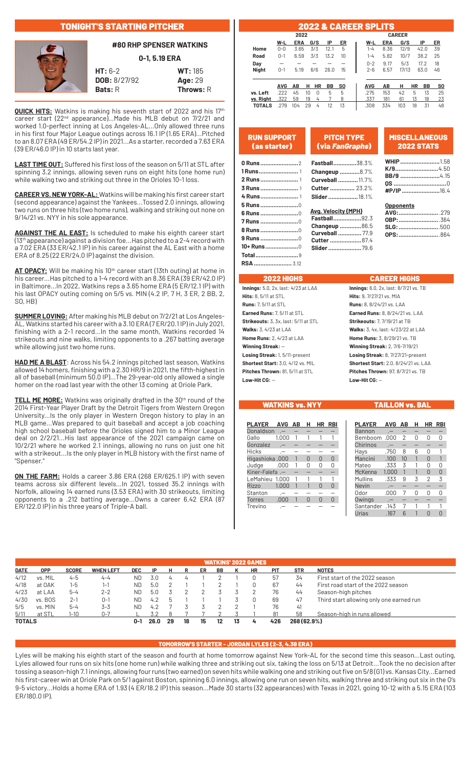## TONIGHT'S STARTING PITCHER

### #80 RHP SPENSER WATKINS

**0-1, 5.19 ERA**

**HT:** 6-2 **WT:** 185
**DOB:** 8/27/92 **Age:** 29
**Bats:** R **Throws:** R

**QUICK HITS:** Watkins is making his seventh start of 2022 and his 17th career start (22nd appearance)...Made his MLB debut on 7/2/21 and worked 1.0-perfect inning at Los Angeles-AL...Only allowed three runs in his first four Major League outings across 16.1 IP (1.65 ERA)...Pitched to an 8.07 ERA (49 ER/54.2 IP) in 2021...As a starter, recorded a 7.63 ERA (39 ER/46.0 IP) in 10 starts last year.

**LAST TIME OUT:** Suffered his first loss of the season on 5/11 at STL after spinning 3.2 innings, allowing seven runs on eight hits (one home run) while walking two and striking out three in the Orioles 10-1 loss.

**CAREER VS. NEW YORK-AL:** Watkins will be making his first career start (second appearance) against the Yankees...Tossed 2.0 innings, allowing two runs on three hits (two home runs), walking and striking out none on 9/14/21 vs. NYY in his sole appearance.

**AGAINST THE AL EAST:** Is scheduled to make his eighth career start (13th appearance) against a division foe...Has pitched to a 2-4 record with a 7.02 ERA (33 ER/42.1 IP) in his career against the AL East with a home ERA of 8.25 (22 ER/24.0 IP) against the division.

**AT OPACY:** Will be making his 10th career start (13th outing) at home in his career...Has pitched to a 1-4 record with an 8.36 ERA (39 ER/42.0 IP) in Baltimore...In 2022, Watkins reps a 3.65 home ERA (5 ER/12.1 IP) with his last OPACY outing coming on 5/5 vs. MIN (4.2 IP, 7 H, 3 ER, 2 BB, 2, SO, HB)

**SUMMER LOVING:** After making his MLB debut on 7/2/21 at Los Angeles-AL, Watkins started his career with a 3.10 ERA (7 ER/20.1 IP) in July 2021, finishing with a 2-1 record...In the same month, Watkins recorded 14 strikeouts and nine walks, limiting opponents to a .267 batting average while allowing just two home runs.

**HAD ME A BLAST**: Across his 54.2 innings pitched last season, Watkins allowed 14 homers, finishing with a 2.30 HR/9 in 2021, the fifth-highest in all of baseball (minimum 50.0 IP)...The 29-year-old only allowed a single homer on the road last year with the other 13 coming at Oriole Park.

**TELL ME MORE:** Watkins was originally drafted in the 30th round of the 2014 First-Year Player Draft by the Detroit Tigers from Western Oregon University...Is the only player in Western Oregon history to play in an MLB game...Was prepared to quit baseball and accept a job coaching high school baseball before the Orioles signed him to a Minor League deal on 2/2/21...His last appearance of the 2021 campaign came on 10/2/21 where he worked 2.1 innings, allowing no runs on just one hit with a strikeout...Is the only player in MLB history with the first name of "Spenser."

**ON THE FARM:** Holds a career 3.86 ERA (268 ER/625.1 IP) with seven teams across six different levels...In 2021, tossed 35.2 innings with Norfolk, allowing 14 earned runs (3.53 ERA) with 30 strikeouts, limiting opponents to a .212 batting average...Owns a career 6.42 ERA (87 ER/122.0 IP) in his three years of Triple-A ball.

## 2022 & CAREER SPLITS

| | 2022 | | | | | | CAREER | | | | |
|---|---|---|---|---|---|---|---|---|---|---|---|
| | W-L | ERA | G/S | IP | ER | | W-L | ERA | G/S | IP | ER |
| Home | 0-0 | 3.65 | 3/3 | 12.1 | 5 | | 1-4 | 8.36 | 12/9 | 42.0 | 39 |
| Road | 0-1 | 6.59 | 3/3 | 13.2 | 10 | | 1-4 | 5.82 | 10/7 | 38.2 | 25 |
| Day | — | — | — | — | — | | 0-2 | 9.17 | 5/3 | 17.2 | 18 |
| Night | 0-1 | 5.19 | 6/6 | 26.0 | 15 | | 2-6 | 6.57 | 17/13 | 63.0 | 46 |

| | AVG | AB | H | HR | BB | SO | | AVG | AB | H | HR | BB | SO |
|---|---|---|---|---|---|---|---|---|---|---|---|---|---|
| vs. Left | .222 | 45 | 10 | 0 | 5 | 5 | | .275 | 153 | 42 | 5 | 13 | 25 |
| vs. Right | .322 | 59 | 19 | 4 | 7 | 8 | | .337 | 181 | 61 | 13 | 18 | 23 |
| TOTALS | .279 | 104 | 29 | 4 | 12 | 13 | | .308 | 334 | 103 | 18 | 31 | 48 |

### RUN SUPPORT (as starter)

- **0 Runs**..........2
- **1 Runs**..........1
- **2 Runs**..........1
- **3 Runs**..........1
- **4 Runs**..........1
- **5 Runs**..........0
- **6 Runs**..........0
- **7 Runs**..........0
- **8 Runs**..........0
- **9 Runs**..........0
- **10+ Runs**..........0
- **Total**..........9
- **RSA**..........3.12

### PITCH TYPE (via *FanGraphs*)

- **Fastball**..........38.3%
- **Changeup**..........8.7%
- **Curveball**..........11.7%
- **Cutter**..........23.2%
- **Slider**..........18.1%

**Avg. Velocity (MPH)**

- **Fastball**..........92.3
- **Changeup**..........86.5
- **Curveball**..........77.9
- **Cutter**..........87.4
- **Slider**..........79.6

### MISCELLANEOUS 2022 STATS

- **WHIP**..........1.58
- **K/9**..........4.50
- **BB/9**..........4.15
- **QS**..........0
- **#P/IP**..........16.4

**Opponents**

- **AVG:**..........279
- **OBP:**..........364
- **SLG:**..........500
- **OPS:**..........864

### 2022 HIGHS

**Innings:** 5.0, 2x, last: 4/23 at LAA
**Hits:** 8, 5/11 at STL
**Runs:** 7, 5/11 at STL
**Earned Runs:** 7, 5/11 at STL
**Strikeouts:** 3, 3x, last: 5/11 at STL
**Walks:** 3, 4/23 at LAA
**Home Runs:** 2, 4/23 at LAA
**Winning Streak:** —
**Losing Streak:** 1, 5/11-present
**Shortest Start:** 3.0, 4/12 vs. MIL
**Pitches Thrown:** 81, 5/11 at STL
**Low-Hit CG:** —

### CAREER HIGHS

**Innings:** 6.0, 2x, last: 8/7/21 vs. TB
**Hits:** 9, 7/27/21 vs. MIA
**Runs:** 8, 8/24/21 vs. LAA
**Earned Runs:** 8, 8/24/21 vs. LAA
**Strikeouts:** 7, 7/19/21 at TB
**Walks:** 3, 4x, last: 4/23/22 at LAA
**Home Runs:** 3, 8/29/21 vs. TB
**Winning Streak:** 2, 7/6-7/19/21
**Losing Streak:** 8, 7/27/21-present
**Shortest Start:** 2.0, 8/24/21 vs. LAA
**Pitches Thrown:** 97, 8/7/21 vs. TB
**Low-Hit CG:** —

### WATKINS vs. NYY

| PLAYER | AVG | AB | H | HR | RBI |
|---|---|---|---|---|---|
| Donaldson | .— | — | — | — | — |
| Gallo | 1.000 | 1 | 1 | 1 | 1 |
| Gonzalez | .— | — | — | — | — |
| Hicks | .— | — | — | — | — |
| Higashioka | .000 | 1 | 0 | 0 | 0 |
| Judge | .000 | 1 | 0 | 0 | 0 |
| Kiner-Falefa | .— | — | — | — | — |
| LeMahieu | 1.000 | 1 | 1 | 1 | 1 |
| Rizzo | 1.000 | 1 | 1 | 0 | 0 |
| Stanton | .— | — | — | — | — |
| Torres | .000 | 1 | 0 | 0 | 0 |
| Trevino | .— | — | — | — | — |

### TAILLON vs. BAL

| PLAYER | AVG | AB | H | HR | RBI |
|---|---|---|---|---|---|
| Bannon | .— | — | — | — | — |
| Bemboom | .000 | 2 | 0 | 0 | 0 |
| Chirinos | .— | — | — | — | — |
| Hays | .750 | 8 | 6 | 0 | 1 |
| Mancini | .100 | 10 | 1 | 0 | 1 |
| Mateo | .333 | 3 | 1 | 0 | 0 |
| McKenna | 1.000 | 1 | 1 | 0 | 0 |
| Mullins | .333 | 9 | 3 | 2 | 3 |
| Nevin | .— | — | — | — | — |
| Odor | .000 | 7 | 0 | 0 | 0 |
| Owings | .— | — | — | — | — |
| Santander | .143 | 7 | 1 | 1 | 1 |
| Urías | .167 | 6 | 1 | 0 | 0 |

### WATKINS' 2022 GAMES

| DATE | OPP | SCORE | WHEN LEFT | DEC | IP | H | R | ER | BB | K | HR | PIT | STR | NOTES |
|---|---|---|---|---|---|---|---|---|---|---|---|---|---|---|
| 4/12 | vs. MIL | 4-5 | 4-4 | ND | 3.0 | 4 | 4 | 1 | 2 | 1 | 0 | 57 | 34 | First start of the 2022 season |
| 4/18 | at OAK | 1-5 | 1-1 | ND | 5.0 | 2 | 1 | 1 | 2 | 1 | 0 | 67 | 44 | First road start of the 2022 season |
| 4/23 | at LAA | 5-4 | 2-2 | ND | 5.0 | 3 | 2 | 2 | 3 | 3 | 2 | 76 | 44 | Season-high pitches |
| 4/30 | vs. BOS | 2-1 | 0-1 | ND | 4.2 | 5 | 1 | 1 | 1 | 3 | 0 | 69 | 47 | Third start allowing only one earned run |
| 5/5 | vs. MIN | 5-4 | 3-3 | ND | 4.2 | 7 | 3 | 3 | 2 | 2 | 1 | 76 | 41 | |
| 5/11 | at STL | 1-10 | 0-7 | L | 3.2 | 8 | 7 | 7 | 2 | 3 | 1 | 81 | 58 | Season-high in runs allowed |
| **TOTALS** | | | | 0-1 | 26.0 | 29 | 18 | 15 | 12 | 13 | 4 | 426 | 268 (62.9%) | |

### TOMORROW'S STARTER - JORDAN LYLES (2-3, 4.38 ERA)

Lyles will be making his eighth start of the season and fourth at home tomorrow against New York-AL for the second time this season...Last outing, Lyles allowed four runs on six hits (one home run) while walking three and striking out six, taking the loss on 5/13 at Detroit...Took the no decision after tossing a season-high 7.1 innings, allowing four runs (two earned) on seven hits while walking one and striking out five on 5/8 (G1) vs. Kansas City...Earned his first-career win at Oriole Park on 5/1 against Boston, spinning 6.0 innings, allowing one run on seven hits, walking three and striking out six in the O's 9-5 victory...Holds a home ERA of 1.93 (4 ER/18.2 IP) this season...Made 30 starts (32 appearances) with Texas in 2021, going 10-12 with a 5.15 ERA (103 ER/180.0 IP).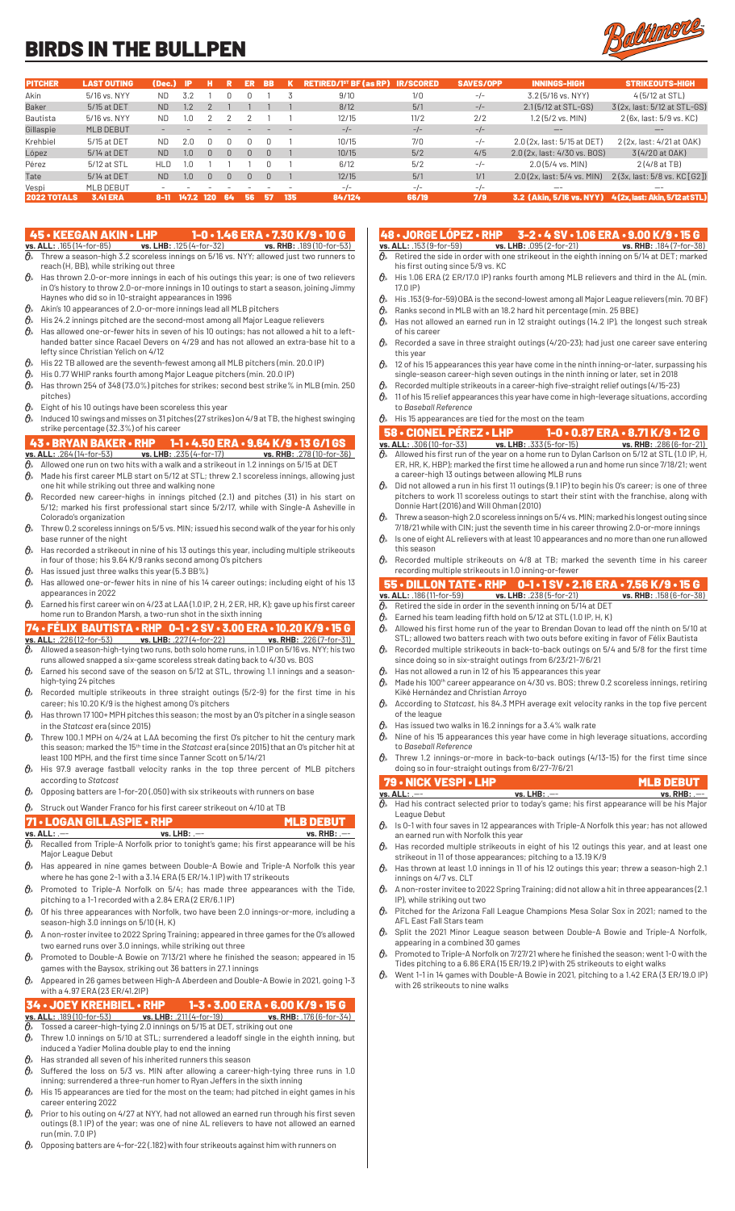# BIRDS IN THE BULLPEN

| PITCHER | LAST OUTING | (Dec.) | IP | H | R | ER | BB | K | RETIRED/1ST BF (as RP) | IR/SCORED | SAVES/OPP | INNINGS-HIGH | STRIKEOUTS-HIGH |
|---|---|---|---|---|---|---|---|---|---|---|---|---|---|
| Akin | 5/16 vs. NYY | ND | 3.2 | 1 | 0 | 0 | 1 | 3 | 9/10 | 1/0 | -/- | 3.2 (5/16 vs. NYY) | 4 (5/2 at STL) |
| Baker | 5/15 at DET | ND | 1.2 | 2 | 1 | 1 | 1 | 1 | 8/12 | 5/1 | -/- | 2.1 (5/12 at STL-GS) | 3 (2x, last: 5/12 at STL-GS) |
| Bautista | 5/16 vs. NYY | ND | 1.0 | 2 | 2 | 2 | 1 | 1 | 12/15 | 11/2 | 2/2 | 1.2 (5/2 vs. MIN) | 2 (6x, last: 5/9 vs. KC) |
| Gillaspie | MLB DEBUT | - | - | - | - | - | - | - | -/- | -/- | -/- | --- | --- |
| Krehbiel | 5/15 at DET | ND | 2.0 | 0 | 0 | 0 | 0 | 1 | 10/15 | 7/0 | -/- | 2.0 (2x, last: 5/15 at DET) | 2 (2x, last: 4/21 at OAK) |
| López | 5/14 at DET | ND | 1.0 | 0 | 0 | 0 | 0 | 1 | 10/15 | 5/2 | 4/5 | 2.0 (2x, last: 4/30 vs. BOS) | 3 (4/20 at OAK) |
| Pérez | 5/12 at STL | HLD | 1.0 | 1 | 1 | 1 | 0 | 1 | 6/12 | 5/2 | -/- | 2.0 (5/4 vs. MIN) | 2 (4/8 at TB) |
| Tate | 5/14 at DET | ND | 1.0 | 0 | 0 | 0 | 0 | 1 | 12/15 | 5/1 | 1/1 | 2.0 (2x, last: 5/4 vs. MIN) | 2 (3x, last: 5/8 vs. KC [G2]) |
| Vespi | MLB DEBUT | - | - | - | - | - | - | - | -/- | -/- | -/- | --- | --- |
| **2022 TOTALS** | **3.41 ERA** | **8-11** | **147.2** | **120** | **64** | **56** | **57** | **135** | **84/124** | **66/19** | **7/9** | **3.2 (Akin, 5/16 vs. NYY)** | **4 (2x, last: Akin, 5/12 at STL)** |

## 45 • KEEGAN AKIN • LHP 1-0 • 1.46 ERA • 7.30 K/9 • 10 G

**vs. ALL:** .165 (14-for-85) **vs. LHB:** .125 (4-for-32) **vs. RHB:** .189 (10-for-53)

- Threw a season-high 3.2 scoreless innings on 5/16 vs. NYY; allowed just two runners to reach (H, BB), while striking out three
- Has thrown 2.0-or-more innings in each of his outings this year; is one of two relievers in O's history to throw 2.0-or-more innings in 10 outings to start a season, joining Jimmy Haynes who did so in 10-straight appearances in 1996
- Akin's 10 appearances of 2.0-or-more innings lead all MLB pitchers
- His 24.2 innings pitched are the second-most among all Major League relievers
- Has allowed one-or-fewer hits in seven of his 10 outings; has not allowed a hit to a left-handed batter since Racael Devers on 4/29 and has not allowed an extra-base hit to a lefty since Christian Yelich on 4/12
- His 22 TB allowed are the seventh-fewest among all MLB pitchers (min. 20.0 IP)
- His 0.77 WHIP ranks fourth among Major League pitchers (min. 20.0 IP)
- Has thrown 254 of 348 (73.0%) pitches for strikes; second best strike% in MLB (min. 250 pitches)
- Eight of his 10 outings have been scoreless this year
- Induced 10 swings and misses on 31 pitches (27 strikes) on 4/9 at TB, the highest swinging strike percentage (32.3%) of his career

## 43 • BRYAN BAKER • RHP 1-1 • 4.50 ERA • 9.64 K/9 • 13 G/1 GS

**vs. ALL:** .264 (14-for-53) **vs. LHB:** .235 (4-for-17) **vs. RHB:** .278 (10-for-36)

- Allowed one run on two hits with a walk and a strikeout in 1.2 innings on 5/15 at DET
- Made his first career MLB start on 5/12 at STL; threw 2.1 scoreless innings, allowing just one hit while striking out three and walking none
- Recorded new career-highs in innings pitched (2.1) and pitches (31) in his start on 5/12; marked his first professional start since 5/2/17, while with Single-A Asheville in Colorado's organization
- Threw 0.2 scoreless innings on 5/5 vs. MIN; issued his second walk of the year for his only base runner of the night
- Has recorded a strikeout in nine of his 13 outings this year, including multiple strikeouts in four of those; his 9.64 K/9 ranks second among O's pitchers
- Has issued just three walks this year (5.3 BB%)
- Has allowed one-or-fewer hits in nine of his 14 career outings; including eight of his 13 appearances in 2022
- Earned his first career win on 4/23 at LAA (1.0 IP, 2 H, 2 ER, HR, K); gave up his first career home run to Brandon Marsh, a two-run shot in the sixth inning

## 74 • FÉLIX BAUTISTA • RHP 0-1 • 2 SV • 3.00 ERA • 10.20 K/9 • 15 G

**vs. ALL:** .226 (12-for-53) **vs. LHB:** .227 (4-for-22) **vs. RHB:** .226 (7-for-31)

- Allowed a season-high-tying two runs, both solo home runs, in 1.0 IP on 5/16 vs. NYY; his two runs allowed snapped a six-game scoreless streak dating back to 4/30 vs. BOS
- Earned his second save of the season on 5/12 at STL, throwing 1.1 innings and a season-high-tying 24 pitches
- Recorded multiple strikeouts in three straight outings (5/2-9) for the first time in his career; his 10.20 K/9 is the highest among O's pitchers
- Has thrown 17 100+ MPH pitches this season; the most by an O's pitcher in a single season in the *Statcast* era (since 2015)
- Threw 100.1 MPH on 4/24 at LAA becoming the first O's pitcher to hit the century mark this season; marked the 15th time in the *Statcast* era (since 2015) that an O's pitcher hit at least 100 MPH, and the first time since Tanner Scott on 5/14/21
- His 97.9 average fastball velocity ranks in the top three percent of MLB pitchers according to *Statcast*
- Opposing batters are 1-for-20 (.050) with six strikeouts with runners on base
- Struck out Wander Franco for his first career strikeout on 4/10 at TB

## 71 • LOGAN GILLASPIE • RHP MLB DEBUT

**vs. ALL:** .--- **vs. LHB:** .--- **vs. RHB:** .---

- Recalled from Triple-A Norfolk prior to tonight's game; his first appearance will be his Major League Debut
- Has appeared in nine games between Double-A Bowie and Triple-A Norfolk this year where he has gone 2-1 with a 3.14 ERA (5 ER/14.1 IP) with 17 strikeouts
- Promoted to Triple-A Norfolk on 5/4; has made three appearances with the Tide, pitching to a 1-1 recorded with a 2.84 ERA (2 ER/6.1 IP)
- Of his three appearances with Norfolk, two have been 2.0 innings-or-more, including a season-high 3.0 innings on 5/10 (H, K)
- A non-roster invitee to 2022 Spring Training; appeared in three games for the O's allowed two earned runs over 3.0 innings, while striking out three
- Promoted to Double-A Bowie on 7/13/21 where he finished the season; appeared in 15 games with the Baysox, striking out 36 batters in 27.1 innings
- Appeared in 26 games between High-A Aberdeen and Double-A Bowie in 2021, going 1-3 with a 4.97 ERA (23 ER/41.2IP)

## 34 • KEEGAN KREHBIEL • RHP 1-3 • 3.00 ERA • 6.00 K/9 • 15 G

**vs. ALL:** .189 (10-for-53) **vs. LHB:** .211 (4-for-19) **vs. RHB:** .176 (6-for-34)

- Tossed a career-high-tying 2.0 innings on 5/15 at DET, striking out one
- Threw 1.0 innings on 5/10 at STL; surrendered a leadoff single in the eighth inning, but induced a Yadier Molina double play to end the inning
- Has stranded all seven of his inherited runners this season
- Suffered the loss on 5/3 vs. MIN after allowing a career-high-tying three runs in 1.0 inning; surrendered a three-run homer to Ryan Jeffers in the sixth inning
- His 15 appearances are tied for the most on the team; had pitched in eight games in his career entering 2022
- Prior to his outing on 4/27 at NYY, had not allowed an earned run through his first seven outings (8.1 IP) of the year; was one of nine AL relievers to have not allowed an earned run (min. 7.0 IP)
- Opposing batters are 4-for-22 (.182) with four strikeouts against him with runners on

## 48 • JORGE LÓPEZ • RHP 3-2 • 4 SV • 1.06 ERA • 9.00 K/9 • 15 G

**vs. ALL:** .153 (9-for-59) **vs. LHB:** .095 (2-for-21) **vs. RHB:** .184 (7-for-38)

- Retired the side in order with one strikeout in the eighth inning on 5/14 at DET; marked his first outing since 5/9 vs. KC
- His 1.06 ERA (2 ER/17.0 IP) ranks fourth among MLB relievers and third in the AL (min. 17.0 IP)
- His .153 (9-for-59) OBA is the second-lowest among all Major League relievers (min. 70 BF)
- Ranks second in MLB with an 18.2 hard hit percentage (min. 25 BBE)
- Has not allowed an earned run in 12 straight outings (14.2 IP), the longest such streak of his career
- Recorded a save in three straight outings (4/20-23); had just one career save entering this year
- 12 of his 15 appearances this year have come in the ninth inning-or-later, surpassing his single-season career-high seven outings in the ninth inning or later, set in 2018
- Recorded multiple strikeouts in a career-high five-straight relief outings (4/15-23)
- 11 of his 15 relief appearances this year have come in high-leverage situations, according to *Baseball Reference*
- His 15 appearances are tied for the most on the team

## 58 • CIONEL PÉREZ • LHP 1-0 • 0.87 ERA • 8.71 K/9 • 12 G

**vs. ALL:** .306 (10-for-33) **vs. LHB:** .333 (5-for-15) **vs. RHB:** .286 (6-for-21)

- Allowed his first run of the year on a home run to Dylan Carlson on 5/12 at STL (1.0 IP, H, ER, HR, K, HBP); marked the first time he allowed a run and home run since 7/18/21; went a career-high 13 outings between allowing MLB runs
- Did not allowed a run in his first 11 outings (9.1 IP) to begin his O's career; is one of three pitchers to work 11 scoreless outings to start their stint with the franchise, along with Donnie Hart (2016) and Will Ohman (2010)
- Threw a season-high 2.0 scoreless innings on 5/4 vs. MIN; marked his longest outing since 7/18/21 while with CIN; just the seventh time in his career throwing 2.0-or-more innings
- Is one of eight AL relievers with at least 10 appearances and no more than one run allowed this season
- Recorded multiple strikeouts on 4/8 at TB; marked the seventh time in his career recording multiple strikeouts in 1.0 inning-or-fewer

## 55 • DILLON TATE • RHP 0-1 • 1 SV • 2.16 ERA • 7.56 K/9 • 15 G

**vs. ALL:** .186 (11-for-59) **vs. LHB:** .238 (5-for-21) **vs. RHB:** .158 (6-for-38)

- Retired the side in order in the seventh inning on 5/14 at DET
- Earned his team leading fifth hold on 5/12 at STL (1.0 IP, H, K)
- Allowed his first home run of the year to Brendan Dovan to lead off the ninth on 5/10 at STL; allowed two batters reach with two outs before exiting in favor of Félix Bautista
- Recorded multiple strikeouts in back-to-back outings on 5/4 and 5/8 for the first time since doing so in six-straight outings from 6/23/21-7/6/21
- Has not allowed a run in 12 of his 15 appearances this year
- Made his 100th career appearance on 4/30 vs. BOS; threw 0.2 scoreless innings, retiring Kiké Hernández and Christian Arroyo
- According to *Statcast*, his 84.3 MPH average exit velocity ranks in the top five percent of the league
- Has issued two walks in 16.2 innings for a 3.4% walk rate
- Nine of his 15 appearances this year have come in high leverage situations, according to *Baseball Reference*
- Threw 1.2 innings-or-more in back-to-back outings (4/13-15) for the first time since doing so in four-straight outings from 6/27-7/6/21

## 79 • NICK VESPI • LHP MLB DEBUT

**vs. ALL:** .--- **vs. LHB:** .--- **vs. RHB:** .---

- Had his contract selected prior to today's game; his first appearance will be his Major League Debut
- Is 0-1 with four saves in 12 appearances with Triple-A Norfolk this year; has not allowed an earned run with Norfolk this year
- Has recorded multiple strikeouts in eight of his 12 outings this year, and at least one strikeout in 11 of those appearances; pitching to a 13.19 K/9
- Has thrown at least 1.0 innings in 11 of his 12 outings this year; threw a season-high 2.1 innings on 4/7 vs. CLT
- A non-roster invitee to 2022 Spring Training; did not allow a hit in three appearances (2.1 IP), while striking out two
- Pitched for the Arizona Fall League Champions Mesa Solar Sox in 2021; named to the AFL East Fall Stars team
- Split the 2021 Minor League season between Double-A Bowie and Triple-A Norfolk, appearing in a combined 30 games
- Promoted to Triple-A Norfolk on 7/27/21 where he finished the season; went 1-0 with the Tides pitching to a 6.86 ERA (15 ER/19.2 IP) with 25 strikeouts to eight walks
- Went 1-1 in 14 games with Double-A Bowie in 2021, pitching to a 1.42 ERA (3 ER/19.0 IP) with 26 strikeouts to nine walks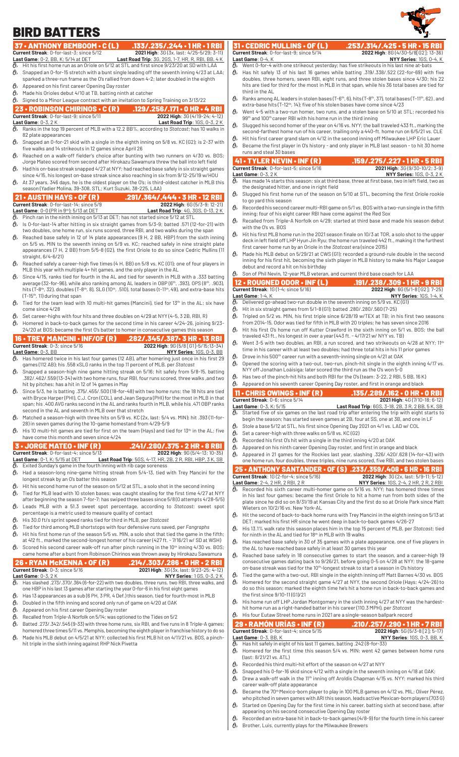# BIRD BATTERS

## 37 • ANTHONY BEMBOOM • C (L) .133/.235/.244 • 1 HR • 1 RBI

**Current Streak**: 0-for-last-3; since 5/12
**2021 High**: 3G (3x, last: 4/25-5/29; 3-11)
**Last Game**: 0-2, BB, K; 5/14 at DET
**Last Road Trip**: 3G, 2GS, 1-7, HR, R, RBI, BB, 4 K

- Hit his first home run as an Oriole on 5/12 at STL and first since 9/23/20 at SD with LAA
- Snapped an 0-for-15 stretch with a bunt single leading off the seventh inning 4/23 at LAA; sparked a three-run frame as the O's rallied from down 4-2; later doubled in the eighth
- Appeared on his first career Opening Day roster
- Made his Orioles debut 4/10 at TB, batting ninth at catcher
- Signed to a Minor League contract with an invitation to Spring Training on 3/13/22

## 23 • ROBINSON CHIRINOS • C (R) .129/.256/.171 • 0 HR • 4 RBI

**Current Streak**: 0-for-last-9; since 5/11
**2022 High**: 3G (4/19-24; 4-12)
**Last Game**: 0-3, 2 K
**Last Road Trip**: 1GS, 0-3, 2 K

- Ranks in the top 19 percent of MLB with a 12.2 BB%, according to *Statcast*; has 10 walks in 82 plate appearances
- Snapped an 0-for-21 skid with a single in the eighth inning on 5/8 vs. KC (G2); is 2-37 with five walks and 14 strikeouts in 12 games since April 26
- Reached on a walk-off fielder's choice after bunting with two runners on 4/30 vs. BOS; Jorge Mateo scored from second after Hirokazu Sawamura threw the ball into left field
- Had his on-base streak snapped 4/27 at NYY; had reached base safely in six straight games since 4/15, his longest on-base streak since also reaching in six from 9/12-25/19 w/ HOU
- At 37 years, 346 days, he is the oldest player on the O's; is third-oldest catcher in MLB this season (Yadier Molina, 39-308, STL; Kurt Suzuki, 38-225, LAA)

## 21 • AUSTIN HAYS • OF (R) .291/.364/.444 • 3 HR • 12 RBI

**Current Streak**: 0-for-last-14; since 5/9
**2022 High**: 6G (5/3-9; 12-21)
**Last Game**: 0-0 (PR in 9th); 5/13 at DET
**Last Road Trip**: 4G, 3GS, 0-13, 2 K

- Pinch ran in the ninth inning on 5/13 at DET; has not started since 5/12 at STL
- Is 0-for-last-14 after hitting in six straight games from 5/3-9; batted .571 (12-for-21) with two doubles, one home run, six runs scored, three RBI, and two walks during the span
- Reached base safely in 12 of 14 plate appearances (9 H, 2 BB, HBP) from the sixth inning on 5/5 vs. MIN to the seventh inning on 5/9 vs. KC; reached safely in nine straight plate appearances (7 H, 2 BB) from 5/5-8 (G2), the first Oriole to do so since Cedric Mullins (11 straight, 6/4-6/21)
- Reached safely a career-high five times (4 H, BB) on 5/8 vs. KC (G1); one of four players in MLB this year with multiple 4+ hit games, and the only player in the AL
- Since 4/15, ranks tied for fourth in the AL and tied for seventh in MLB with a .333 batting average (32-for-96), while also ranking among AL leaders in OBP (6th, .393), OPS (8th, .903), hits (T-8th, 32), doubles (T-8th, 8), SLG (10th, .510), total bases (t-11th, 49), and extra-base hits (T-15th, 11) during that span
- Tied for the team lead with 10 multi-hit games (Mancini), tied for 13th in the AL; six have come since 4/28
- Set career-highs with four hits and three doubles on 4/29 at NYY (4-5, 3 2B, RBI, R)
- Homered in back-to-back games for the second time in his career 4/24-26, joining 9/23-24/20 at BOS; became the first O's batter to homer in consecutive games this season

## 16 • TREY MANCINI • INF/OF (R) .282/.345/.387 • 3 HR • 13 RBI

**Current Streak**: 0-3; since 5/16
**2022 High**: 9G (5/8 [G1]-5/15;13-34)
**Last Game**: 0-3, BB
**NYY Series**: 1GS, 0-3, BB

- Has homered twice in his last four games (12 AB), after homering just once in his first 29 games (112 AB); his .558 xSLG ranks in the top 11 percent of MLB, per *Statcast*
- Snapped a season-high nine game hitting streak on 5/16; hit safely from 5/8-15, batting .382/.462/.559 (13-34) with two home runs, four RBI, four runs scored, three walks ,and two hit by pitches; has a hit in 12 of 14 games in May
- Since 5/3, he is batting .375/.455/.500 (18-for-48) with two home runs; the 18 hits are tied with Bryce Harper (PHI), C.J. Cron (COL), and Jean Segura (PHI) for the most in MLB in that span; his .400 AVG ranks second in the AL and ranks fourth in MLB, while his .471 OBP ranks second in the AL and seventh in MLB over that stretch
- Matched a season-high with three hits on 5/9 vs. KC (2x, last: 5/4 vs. MIN); hit .393 (11-for-28) in seven games during the 10-game homestand from 4/29-5/9
- His 10 multi-hit games are tied for first on the team (Hays) and tied for 13th in the AL; five have come this month and seven since 4/24

## 3 • JORGE MATEO • INF (R) .241/.280/.375 • 2 HR • 8 RBI

**Current Streak**: 0-for-last-4; since 5/13
**2022 High**: 9G (5/4-13; 10-35)
**Last Game**: 0-1, K; 5/15 at DET
**Last Road Trip**: 5GS, 4-17, HR, 2B, 2 R, RBI, HBP, 3 K, SB

- Exited Sunday's game in the fourth inning with rib cage soreness
- Had a season-long nine-game hitting streak from 5/4-13, tied with Trey Mancini for the longest streak by an O's batter this season
- Hit his second home run of the season on 5/12 at STL, a solo shot in the second inning
- Tied for the MLB lead with 10 stolen bases; was caught stealing for the first time 4/27 at NYY after beginning the season 7-for-7; has swiped three bases since 5/8 (0 attempts 4/28-5/5)
- Leads MLB with a 51.3 sweet spot percentage, according to *Statcast*; sweet spot percentage is a metric used to measure quality of contact
- His 30.0 ft/s sprint speed ranks tied for third in MLB, per *Statcast*
- Tied for third among MLB shortstops with four defensive runs saved, per *Fangraphs*
- Hit his first home run of the season 5/5 vs. MIN, a solo shot that tied the game in the fifth; at 412 ft., marked the second-longest homer of his career (427 ft. - 7/16/21 w/ SD at WSH)
- Scored his second career walk-off run after pinch running in the 10th inning 4/30 vs. BOS; came home after a bunt from Robinson Chirinos was thrown away by Hirokazu Sawamura

## 26 • RYAN McKENNA • OF (R) .214/.303/.286 • 0 HR • 2 RBI

**Current Streak**: 0-3; since 5/16
**2021 High**: 3G (3x, last: 9/23-25; 4-12)
**Last Game**: 0-3, 2 K
**NYY Series**: 1GS, 0-3, 2 K

- Has slashed .273/.370/.364 (6-for-22) with two doubles, three runs, two RBI, three walks, and one HBP in his last 13 games after starting the year 0-for-6 in his first eight games
- Has 13 appearances as a sub (6 PH, 3 PR, 4 Def.) this season, tied for fourth-most in MLB
- Doubled in the fifth inning and scored only run of game on 4/20 at OAK
- Appeared on his first career Opening Day roster
- Recalled from Triple-A Norfolk on 5/14; was optioned to the Tides on 5/2
- Batted .273/.342/.545 (9-33) with three home runs, six RBI, and five runs in 8 Triple-A games; homered three times 5/11 vs. Memphis, becoming the eighth player in franchise history to do so
- Made his MLB debut on 4/5/21 at NYY; collected his first MLB hit on 4/11/21 vs. BOS, a pinch-hit triple in the sixth inning against RHP Nick Pivetta

## 31 • CEDRIC MULLINS • OF (L) .253/.314/.425 • 5 HR • 15 RBI

**Current Streak**: 0-for-last-9; since 5/14
**2022 High**: 8G (4/30-5/8[G2]; 13-36)
**Last Game**: 0-4, K
**NYY Series**: 1GS, 0-4, K

- Went 0-for-4 with one strikeout yesterday; has five strikeouts in his last nine at-bats
- Has hit safely 13 of his last 16 games while batting .319/.338/.522 (22-for-69) with five doubles, three homers, seven RBI, eight runs, and three stolen bases since 4/30; his 22 hits are tied for third for the most in MLB in that span, while his 36 total bases are tied for third in the AL
- Ranks among AL leaders in stolen bases (T-6th, 6), hits (T-8th, 37), total bases (T-11th, 62), and extra-base hits (T-12th, 14); five of his stolen bases have come since 4/23
- Went 4-5 with a two-run homer, two runs, and a stolen base on 5/10 at STL; recorded his 99th and 100th career RBI with his home run in the third inning
- Slugged his second homer of the year on 4/16 vs. NYY; the ball traveled 433 ft., marking the second-farthest home run of his career, trailing only a 440-ft. home run on 6/5/21 vs. CLE
- Hit his first career grand slam on 4/12 in the second inning off Milwaukee LHP Eric Lauer
- Became the first player in O's history - and only player in MLB last season - to hit 30 home runs and steal 30 bases

## 41 • TYLER NEVIN • INF (R) .159/.275/.227 • 1 HR • 5 RBI

**Current Streak**: 0-for-last-5; since 5/16
**2021 High**: 3G (9/30-10/2; 3-9)
**Last Game**: 0-3, 2 K
**NYY Series**: 1GS, 0-3, 2 K

- Has made 14 starts this season: six at third base, three at first base, two in left field, two as the designated hitter, and one in right field
- Slugged his first home run of the season on 5/10 at STL, becoming the first Oriole rookie to go yard this season
- Recorded his second career multi-RBI game on 5/1 vs. BOS with a two-run single in the fifth inning; four of his eight career RBI have come against the Red Sox
- Recalled from Triple-A Norfolk on 4/29; started at third base and made his season debut with the O's vs. BOS
- Hit his first MLB home run in the 2021 season finale on 10/3 at TOR, a solo shot to the upper deck in left field off LHP Hyun Jin Ryu; the home run traveled 442 ft., making it the furthest first career home run by an Oriole in the *Statcast* era (since 2015)
- Made his MLB debut on 5/29/21 at CWS (G1); recorded a ground-rule double in the second inning for his first hit, becoming the sixth player in MLB history to make his Major League debut and record a hit on his birthday
- Son of Phil Nevin, 12-year MLB veteran, and current third base coach for LAA

## 12 • ROUGNED ODOR • INF (L) .191/.238/.309 • 1 HR • 9 RBI

**Current Streak**: 1G (1-4; since 5/16)
**2022 High**: 6G (5/1-8 [G2]; 7-25)
**Last Game**: 1-4, K
**NYY Series**: 1GS, 1-4, K

- Delivered go-ahead two-run double in the seventh inning on 5/9 vs. KC (G1)
- Hit in six straight games from 5/1-8 (G1) batted .280/.280/.560 (7-25)
- Tripled on 5/2 vs. MIN, his first triple since 6/28/19 w/TEX at TB; in his first two seasons from 2014-15, Odor was tied for fifth in MLB with 20 triples; he has seven since 2016
- Hit his first O's home run off Kutter Crawford in the sixth inning on 5/1 vs. BOS; the ball traveled 431 ft., his longest in over a year (443 ft. - 4/17/21 w/ NYY vs. TB)
- Went 3-5 with two doubles, an RBI, a run scored, and two strikeouts on 4/28 at NYY; 11th time in his career with at least two doubles; had three total hits in his 11 prior games
- Drove in his 500th career run with a seventh-inning single on 4/21 at OAK
- Opened the scoring with a two-out, two-run, pinch-hit single in the eighth inning 4/17 vs. NYY off Jonathan Loáisiga; later scored the third run as the O's won 5-0
- Has two of the pinch-hit hits and both RBI for the O's (team: 3-22, 2 RBI, 5 BB, 16 K)
- Appeared on his seventh career Opening Day roster, and first in orange and black

## 11 • CHRIS OWINGS • INF (R) .135/.289/.162 • 0 HR • 0 RBI

**Current Streak**: 0-6; since 5/14
**2021 High**: 4G (7/10-18; 6-12)
**Last Game**: 0-3, K; 5/15
**Last Road Trip**: 6GS, 3-18, 2B, 3 R, 2 BB, 5 K, SB

- Started five of six games on the last road trip after entering the trip with eight starts to begin the season; has started seven games at 2B, four at SS, one at 3B, and one in LF
- Stole a base 5/12 at STL, his first since Opening Day 2021 on 4/1 vs. LAD w/ COL
- Set a career-high with three walks on 5/8 vs. KC (G2)
- Recorded his first O's hit with a single in the third inning 4/20 at OAK
- Appeared on his ninth career Opening Day roster, and first in orange and black
- Appeared in 21 games for the Rockies last year, slashing .326/.420/.628 (14-for-43) with one home run, four doubles, three triples, nine runs scored, five RBI, and two stolen bases

## 25 • ANTHONY SANTANDER • OF (S) .233/.359/.408 • 6 HR • 16 RBI

**Current Streak**: 1G (2-for-4; since 5/16)
**2022 High**: 3G (2x, last: 5/9-11; 5-12)
**Last Game**: 2-4, 2 HR, 2 RBI, 2 R
**NYY Series**: 1GS, 2-4, 2 HR, 2 R, 2 RBI

- Recorded his sixth career multi-homer game on 5/16 vs. NYY; has homered three times in his last four games; became the first Oriole to hit a home run from both sides of the plate since he did so on 8/31/19 at Kansas City and the first do so at Oriole Park since Matt Wieters on 10/2/16 vs. New York-AL
- Hit the second of back-to-back home runs with Trey Mancini in the eighth inning on 5/13 at DET; marked his first HR since he went deep in back-to-back games 4/26-27
- His 13.1% walk rate this season places him in the top 15 percent of MLB, per *Statcast*; tied for ninth in the AL and tied for 18th in MLB with 19 walks
- Has reached base safely in 30 of 35 games with a plate appearance, one of five players in the AL to have reached base safely in at least 30 games this year
- Reached base safely in 18 consecutive games to start the season, and a career-high 19 consecutive games dating back to 9/26/21, before going 0-5 on 4/28 at NYY; the 18-game on-base streak was tied for the 10th-longest streak to start a season in O's history
- Tied the game with a two-out, RBI single in the eighth inning off Matt Barnes 4/30 vs. BOS
- Homered for the second straight game 4/27 at NYY, the second Oriole (Hays; 4/24-26) to do so this season; marked the eighth time he's hit a home run in back-to-back games and the first since 9/10-11 (G1)/21
- His home run off LHP Jordan Montgomery in the sixth inning 4/27 at NYY was the hardest-hit home run as a right-handed batter in his career (110.3 MPH), per *Statcast*
- His four Eutaw Street home runs in 2021 are a single-season ballpark record

## 29 • RAMÓN URÍAS • INF (R) .210/.257/.290 • 1 HR • 7 RBI

**Current Streak**: 0-for-last-4; since 5/15
**2022 High**: 5G (5/3-8 [2]; 5-17)
**Last Game**: 0-3, BB, K
**NYY Series**: 1GS, 0-3, BB, K

- Has hit safely in eight of his last 11 games, batting .242 (8-for-33)
- Homered for the first time this season 5/4 vs. MIN; went 42 games between home runs (last: 8/21/21 vs. ATL)
- Recorded his third multi-hit effort of the season on 4/27 at NYY
- Snapped his 0-for-16 skid 4/12 with a single in the seventh inning on 4/18 at OAK;
- Drew a walk-off walk in the 11th inning off Aroldis Chapman 4/15 vs. NYY; marked his third career walk-off plate appearance
- Became the 70th Mexico-born player to play in 100 MLB games on 4/12 vs. MIL; Oliver Pérez, who pitched in seven games with ARI this season, leads active Mexican-born players (703 G)
- Started on Opening Day for the first time in his career, batting sixth at second base, after appearing on his second consecutive Opening Day roster
- Recorded an extra-base hit in back-to-back games (4/8-9) for the first time in his career
- Brother, Luis, currently plays for the Milwaukee Brewers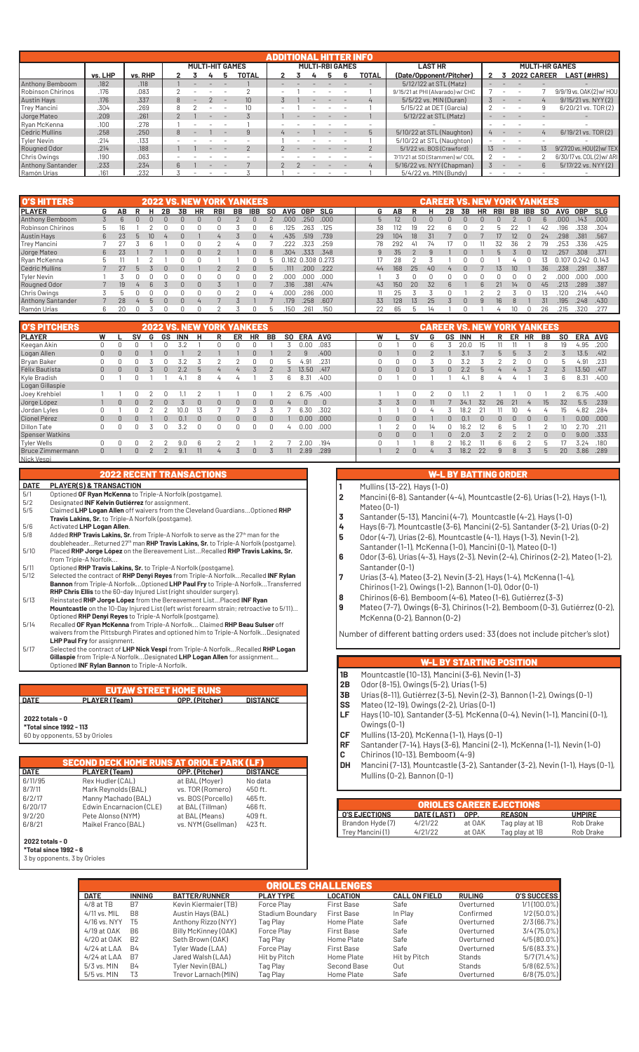## ADDITIONAL HITTER INFO

| | vs. LHP | vs. RHP | MULTI-HIT GAMES 2 | 3 | 4 | 5 | TOTAL | MULTI-RBI GAMES 2 | 3 | 4 | 5 | 6 | TOTAL | LAST HR (Date/Opponent/Pitcher) | MULTI-HR GAMES 2 | 3 | 2022 | CAREER | LAST (#HRS) |
|---|---|---|---|---|---|---|---|---|---|---|---|---|---|---|---|---|---|---|---|
| Anthony Bemboom | .182 | .118 | 1 | - | - | - | 1 | - | - | - | - | - | - | 5/12/22 at STL (Matz) | - | - | - | - | - |
| Robinson Chirinos | .176 | .083 | 2 | - | - | - | 2 | - | 1 | - | - | - | 1 | 9/15/21 at PHI (Alvarado) w/ CHC | 7 | - | - | 7 | 9/9/19 vs. OAK (2) w/ HOU |
| Austin Hays | .176 | .337 | 8 | - | 2 | - | 10 | 3 | 1 | - | - | - | 4 | 5/5/22 vs. MIN (Duran) | 3 | - | - | 4 | 9/15/21 vs. NYY (2) |
| Trey Mancini | .304 | .269 | 8 | 2 | - | - | 10 | - | 1 | - | - | - | 1 | 5/15/22 at DET (Garcia) | 2 | - | - | 9 | 6/20/21 vs. TOR (2) |
| Jorge Mateo | .209 | .261 | 2 | 1 | - | - | 3 | 1 | - | - | - | - | 1 | 5/12/22 at STL (Matz) | - | - | - | - | - |
| Ryan McKenna | .100 | .278 | 1 | - | - | - | 1 | - | - | - | - | - | - | - | - | - | - | - | - |
| Cedric Mullins | .258 | .250 | 8 | - | 1 | - | 9 | 4 | - | 1 | - | - | 5 | 5/10/22 at STL (Naughton) | 4 | - | - | 4 | 6/19/21 vs. TOR (2) |
| Tyler Nevin | .214 | .133 | - | - | - | - | - | 1 | - | - | - | - | 1 | 5/10/22 at STL (Naughton) | - | - | - | - | - |
| Rougned Odor | .214 | .188 | 1 | 1 | - | - | 2 | 2 | - | - | - | - | 2 | 5/1/22 vs. BOS (Crawford) | 13 | - | - | 13 | 9/27/20 vs. HOU (2) w/ TEX |
| Chris Owings | .190 | .063 | - | - | - | - | - | - | - | - | - | - | - | 7/11/21 at SD (Stammen) w/ COL | 2 | - | - | 2 | 6/30/17 vs. COL (2) w/ ARI |
| Anthony Santander | .233 | .234 | 6 | 1 | - | - | 7 | 2 | 2 | - | - | - | 4 | 5/16/22 vs. NYY (Chapman) | 3 | - | - | 6 | 5/17/22 vs. NYY (2) |
| Ramón Urías | .161 | .232 | 3 | - | - | - | 3 | - | 1 | - | - | - | 1 | 5/4/22 vs. MIN (Bundy) | - | - | - | - | - |

## O'S HITTERS — 2022 VS. NEW YORK YANKEES / CAREER VS. NEW YORK YANKEES

| PLAYER | G | AB | R | H | 2B | 3B | HR | RBI | BB | IBB | SO | AVG | OBP | SLG | G | AB | R | H | 2B | 3B | HR | RBI | BB | IBB | SO | AVG | OBP | SLG |
|---|---|---|---|---|---|---|---|---|---|---|---|---|---|---|---|---|---|---|---|---|---|---|---|---|---|---|---|---|
| Anthony Bemboom | 3 | 6 | 0 | 0 | 0 | 0 | 0 | 0 | 2 | 0 | 2 | .000 | .250 | .000 | 5 | 12 | 0 | 0 | 0 | 0 | 0 | 0 | 2 | 0 | 6 | .000 | .143 | .000 |
| Robinson Chirinos | 5 | 16 | 1 | 2 | 0 | 0 | 0 | 0 | 3 | 0 | 6 | .125 | .263 | .125 | 38 | 112 | 19 | 22 | 6 | 0 | 2 | 5 | 22 | 1 | 42 | .196 | .338 | .304 |
| Austin Hays | 6 | 23 | 5 | 10 | 4 | 0 | 1 | 4 | 3 | 0 | 4 | .435 | .519 | .739 | 29 | 104 | 18 | 31 | 7 | 0 | 7 | 17 | 12 | 0 | 24 | .298 | .381 | .567 |
| Trey Mancini | 7 | 27 | 3 | 6 | 1 | 0 | 0 | 2 | 4 | 0 | 7 | .222 | .323 | .259 | 78 | 292 | 41 | 74 | 17 | 0 | 11 | 32 | 36 | 2 | 79 | .253 | .336 | .425 |
| Jorge Mateo | 6 | 23 | 1 | 7 | 1 | 0 | 0 | 2 | 1 | 0 | 8 | .304 | .333 | .348 | 9 | 35 | 2 | 9 | 1 | 0 | 1 | 5 | 3 | 0 | 12 | .257 | .308 | .371 |
| Ryan McKenna | 5 | 11 | 1 | 2 | 1 | 0 | 0 | 1 | 1 | 0 | 5 | 0.182 | 0.308 | 0.273 | 17 | 28 | 2 | 3 | 1 | 0 | 0 | 1 | 4 | 0 | 13 | 0.107 | 0.242 | 0.143 |
| Cedric Mullins | 7 | 27 | 5 | 3 | 0 | 0 | 1 | 2 | 2 | 0 | 5 | .111 | .200 | .222 | 44 | 168 | 25 | 40 | 4 | 0 | 7 | 13 | 10 | 1 | 36 | .238 | .291 | .387 |
| Tyler Nevin | 1 | 3 | 0 | 0 | 0 | 0 | 0 | 0 | 0 | 0 | 2 | .000 | .000 | .000 | 1 | 3 | 0 | 0 | 0 | 0 | 0 | 0 | 0 | 0 | 2 | .000 | .000 | .000 |
| Rougned Odor | 7 | 19 | 4 | 6 | 3 | 0 | 0 | 3 | 1 | 0 | 7 | .316 | .381 | .474 | 43 | 150 | 20 | 32 | 6 | 1 | 6 | 21 | 14 | 0 | 45 | .213 | .289 | .387 |
| Chris Owings | 3 | 5 | 0 | 0 | 0 | 0 | 0 | 0 | 2 | 0 | 4 | .000 | .286 | .000 | 11 | 25 | 3 | 3 | 0 | 1 | 1 | 2 | 2 | 0 | 13 | .120 | .214 | .440 |
| Anthony Santander | 7 | 28 | 4 | 5 | 0 | 0 | 4 | 7 | 3 | 1 | 7 | .179 | .258 | .607 | 33 | 128 | 13 | 25 | 3 | 0 | 9 | 16 | 8 | 1 | 31 | .195 | .248 | .430 |
| Ramón Urías | 6 | 20 | 0 | 3 | 0 | 0 | 0 | 2 | 3 | 0 | 5 | .150 | .261 | .150 | 22 | 65 | 5 | 14 | 1 | 0 | 1 | 4 | 10 | 0 | 26 | .215 | .320 | .277 |

## O'S PITCHERS — 2022 VS. NEW YORK YANKEES / CAREER VS. NEW YORK YANKEES

| PLAYER | W | L | SV | G | GS | INN | H | R | ER | HR | BB | SO | ERA | AVG | W | L | SV | G | GS | INN | H | R | ER | HR | BB | SO | ERA | AVG |
|---|---|---|---|---|---|---|---|---|---|---|---|---|---|---|---|---|---|---|---|---|---|---|---|---|---|---|---|---|
| Keegan Akin | 0 | 0 | 0 | 1 | 0 | 3.2 | 1 | 0 | 0 | 0 | 1 | 3 | 0.00 | .083 | 0 | 1 | 0 | 6 | 3 | 20.0 | 15 | 11 | 11 | 1 | 8 | 19 | 4.95 | .200 |
| Logan Allen | 0 | 0 | 0 | 1 | 0 | 1 | 2 | 1 | 1 | 0 | 1 | 2 | 9 | .400 | 0 | 1 | 0 | 2 | 1 | 3.1 | 7 | 5 | 5 | 3 | 2 | 3 | 13.5 | .412 |
| Bryan Baker | 0 | 0 | 0 | 3 | 0 | 3.2 | 3 | 2 | 2 | 0 | 0 | 5 | 4.91 | .231 | 0 | 0 | 0 | 3 | 0 | 3.2 | 3 | 2 | 2 | 0 | 0 | 5 | 4.91 | .231 |
| Félix Bautista | 0 | 0 | 0 | 3 | 0 | 2.2 | 5 | 4 | 4 | 3 | 2 | 3 | 13.50 | .417 | 0 | 0 | 0 | 3 | 0 | 2.2 | 5 | 4 | 4 | 3 | 2 | 3 | 13.50 | .417 |
| Kyle Bradish | 0 | 1 | 0 | 1 | 1 | 4.1 | 8 | 4 | 4 | 1 | 3 | 6 | 8.31 | .400 | 0 | 1 | 0 | 1 | 1 | 4.1 | 8 | 4 | 4 | 1 | 3 | 6 | 8.31 | .400 |
| Logan Gillaspie | | | | | | | | | | | | | | | | | | | | | | | | | | | | |
| Joey Krehbiel | 1 | 1 | 0 | 2 | 0 | 1.1 | 2 | 1 | 1 | 0 | 1 | 2 | 6.75 | .400 | 1 | 1 | 0 | 2 | 0 | 1.1 | 2 | 1 | 1 | 0 | 1 | 2 | 6.75 | .400 |
| Jorge López | 1 | 0 | 0 | 2 | 0 | 3 | 0 | 0 | 0 | 0 | 0 | 4 | 0 | 0 | 3 | 3 | 0 | 11 | 7 | 34.1 | 32 | 26 | 21 | 4 | 15 | 32 | 5.5 | .239 |
| Jordan Lyles | 0 | 1 | 0 | 2 | 2 | 10.0 | 13 | 7 | 7 | 3 | 3 | 7 | 6.30 | .302 | 1 | 1 | 0 | 4 | 3 | 18.2 | 21 | 11 | 10 | 4 | 4 | 15 | 4.82 | .284 |
| Cionel Pérez | 0 | 0 | 0 | 1 | 0 | 0.1 | 0 | 0 | 0 | 0 | 0 | 1 | 0.00 | .000 | 0 | 0 | 0 | 1 | 0 | 0.1 | 0 | 0 | 0 | 0 | 0 | 1 | 0.00 | .000 |
| Dillon Tate | 0 | 0 | 0 | 3 | 0 | 3.2 | 0 | 0 | 0 | 0 | 0 | 4 | 0.00 | .000 | 1 | 2 | 0 | 14 | 0 | 16.2 | 12 | 6 | 5 | 1 | 2 | 10 | 2.70 | .211 |
| Spenser Watkins | | | | | | | | | | | | | | | 0 | 0 | 0 | 1 | 0 | 2.0 | 3 | 2 | 2 | 2 | 0 | 0 | 9.00 | .333 |
| Tyler Wells | 0 | 0 | 0 | 2 | 2 | 9.0 | 6 | 2 | 2 | 1 | 2 | 7 | 2.00 | .194 | 0 | 1 | 1 | 8 | 2 | 16.2 | 11 | 6 | 6 | 2 | 5 | 17 | 3.24 | .180 |
| Bruce Zimmermann | 0 | 1 | 0 | 2 | 2 | 9.1 | 11 | 4 | 3 | 0 | 3 | 11 | 2.89 | .289 | 1 | 2 | 0 | 4 | 3 | 18.2 | 22 | 9 | 8 | 3 | 5 | 20 | 3.86 | .289 |
| Nick Vespi | | | | | | | | | | | | | | | | | | | | | | | | | | | | |

## 2022 RECENT TRANSACTIONS

| DATE | PLAYER(S) & TRANSACTION |
|---|---|
| 5/1 | Optioned **OF Ryan McKenna** to Triple-A Norfolk (postgame). |
| 5/2 | Designated **INF Kelvin Gutiérrez** for assignment. |
| 5/5 | Claimed **LHP Logan Allen** off waivers from the Cleveland Guardians...Optioned **RHP Travis Lakins, Sr.** to Triple-A Norfolk (postgame). |
| 5/6 | Activated **LHP Logan Allen**. |
| 5/8 | Added **RHP Travis Lakins, Sr.** from Triple-A Norfolk to serve as the 27th man for the doubleheader...Returned 27th man **RHP Travis Lakins, Sr.** to Triple-A Norfolk (postgame). |
| 5/10 | Placed **RHP Jorge López** on the Bereavement List...Recalled **RHP Travis Lakins, Sr.** from Triple-A Norfolk... |
| 5/11 | Optioned **RHP Travis Lakins, Sr.** to Triple-A Norfolk (postgame). |
| 5/12 | Selected the contract of **RHP Denyi Reyes** from Triple-A Norfolk...Recalled **INF Rylan Bannon** from Triple-A Norfolk...Optioned **LHP Paul Fry** to Triple-A Norfolk...Transferred **RHP Chris Ellis** to the 60-day Injured List (right shoulder surgery). |
| 5/13 | Reinstated **RHP Jorge López** from the Bereavement List...Placed **INF Ryan Mountcastle** on the 10-Day Injured List (left wrist forearm strain; retroactive to 5/11)... Optioned **RHP Denyi Reyes** to Triple-A Norfolk (postgame). |
| 5/14 | Recalled **OF Ryan McKenna** from Triple-A Norfolk... Claimed **RHP Beau Sulser** off waivers from the Pittsburgh Pirates and optioned him to Triple-A Norfolk...Designated **LHP Paul Fry** for assignment. |
| 5/17 | Selected the contract of **LHP Nick Vespi** from Triple-A Norfolk...Recalled **RHP Logan Gillaspie** from Triple-A Norfolk...Designated **LHP Logan Allen** for assignment... Optioned **INF Rylan Bannon** to Triple-A Norfolk. |

## EUTAW STREET HOME RUNS

| DATE | PLAYER (Team) | OPP. (Pitcher) | DISTANCE |
|---|---|---|---|

**2022 totals - 0**
***Total since 1992 - 113**
60 by opponents, 53 by Orioles

## SECOND DECK HOME RUNS AT ORIOLE PARK (LF)

| DATE | PLAYER (Team) | OPP. (Pitcher) | DISTANCE |
|---|---|---|---|
| 6/11/95 | Rex Hudler (CAL) | at BAL (Moyer) | No data |
| 8/7/11 | Mark Reynolds (BAL) | vs. TOR (Romero) | 450 ft. |
| 6/2/17 | Manny Machado (BAL) | vs. BOS (Porcello) | 465 ft. |
| 6/20/17 | Edwin Encarnacion (CLE) | at BAL (Tillman) | 466 ft. |
| 9/2/20 | Pete Alonso (NYM) | at BAL (Means) | 409 ft. |
| 6/8/21 | Maikel Franco (BAL) | vs. NYM (Gsellman) | 423 ft. |

**2022 totals - 0**
***Total since 1992 - 6**
3 by opponents, 3 by Orioles

## W-L BY BATTING ORDER

1. Mullins (13-22), Hays (1-0)
2. Mancini (6-8), Santander (4-4), Mountcastle (2-6), Urías (1-2), Hays (1-1), Mateo (0-1)
3. Santander (5-13), Mancini (4-7), Mountcastle (4-2), Hays (1-0)
4. Hays (6-7), Mountcastle (3-6), Mancini (2-5), Santander (3-2), Urías (0-2)
5. Odor (4-7), Urías (2-6), Mountcastle (4-1), Hays (1-3), Nevin (1-2), Santander (1-1), McKenna (1-0), Mancini (0-1), Mateo (0-1)
6. Odor (3-6), Urías (4-3), Hays (2-3), Nevin (2-4), Chirinos (2-2), Mateo (1-2), Santander (0-1)
7. Urías (3-4), Mateo (3-2), Nevin (3-2), Hays (1-4), McKenna (1-4), Chirinos (1-2), Owings (1-2), Bannon (1-0), Odor (0-1)
8. Chirinos (6-6), Bemboom (4-6), Mateo (1-6), Gutiérrez (3-3)
9. Mateo (7-7), Owings (6-3), Chirinos (1-2), Bemboom (0-3), Gutiérrez (0-2), McKenna (0-2), Bannon (0-2)

Number of different batting orders used: 33 (does not include pitcher's slot)

## W-L BY STARTING POSITION

- **1B** Mountcastle (10-13), Mancini (3-6), Nevin (1-3)
- **2B** Odor (8-15), Owings (5-2), Urías (1-5)
- **3B** Urías (8-11), Gutiérrez (3-5), Nevin (2-3), Bannon (1-2), Owings (0-1)
- **SS** Mateo (12-19), Owings (2-2), Urías (0-1)
- **LF** Hays (10-10), Santander (3-5), McKenna (0-4), Nevin (1-1), Mancini (0-1), Owings (0-1)
- **CF** Mullins (13-20), McKenna (1-1), Hays (0-1)
- **RF** Santander (7-14), Hays (3-6), Mancini (2-1), McKenna (1-1), Nevin (1-0)
- **C** Chirinos (10-13), Bemboom (4-9)
- **DH** Mancini (7-13), Mountcastle (3-2), Santander (3-2), Nevin (1-1), Hays (0-1), Mullins (0-2), Bannon (0-1)

## ORIOLES CAREER EJECTIONS

| O'S EJECTIONS | DATE (LAST) | OPP. | REASON | UMPIRE |
|---|---|---|---|---|
| Brandon Hyde (7) | 4/21/22 | at OAK | Tag play at 1B | Rob Drake |
| Trey Mancini (1) | 4/21/22 | at OAK | Tag play at 1B | Rob Drake |

## ORIOLES CHALLENGES

| DATE | INNING | BATTER/RUNNER | PLAY TYPE | LOCATION | CALL ON FIELD | RULING | O'S SUCCESS |
|---|---|---|---|---|---|---|---|
| 4/8 at TB | B7 | Kevin Kiermaier (TB) | Force Play | First Base | Safe | Overturned | 1/1 (100.0%) |
| 4/11 vs. MIL | B8 | Austin Hays (BAL) | Stadium Boundary | First Base | In Play | Confirmed | 1/2 (50.0%) |
| 4/16 vs. NYY | T5 | Anthony Rizzo (NYY) | Tag Play | Home Plate | Safe | Overturned | 2/3 (66.7%) |
| 4/19 at OAK | B6 | Billy McKinney (OAK) | Force Play | First Base | Safe | Overturned | 3/4 (75.0%) |
| 4/20 at OAK | B2 | Seth Brown (OAK) | Tag Play | Home Plate | Safe | Overturned | 4/5 (80.0%) |
| 4/24 at LAA | B4 | Tyler Wade (LAA) | Force Play | First Base | Safe | Overturned | 5/6 (83.3%) |
| 4/24 at LAA | B7 | Jared Walsh (LAA) | Hit by Pitch | Home Plate | Hit by Pitch | Stands | 5/7 (71.4%) |
| 5/3 vs. MIN | B4 | Tyler Nevin (BAL) | Tag Play | Second Base | Out | Stands | 5/8 (62.5%) |
| 5/5 vs. MIN | T3 | Trevor Larnach (MIN) | Tag Play | Home Plate | Safe | Overturned | 6/8 (75.0%) |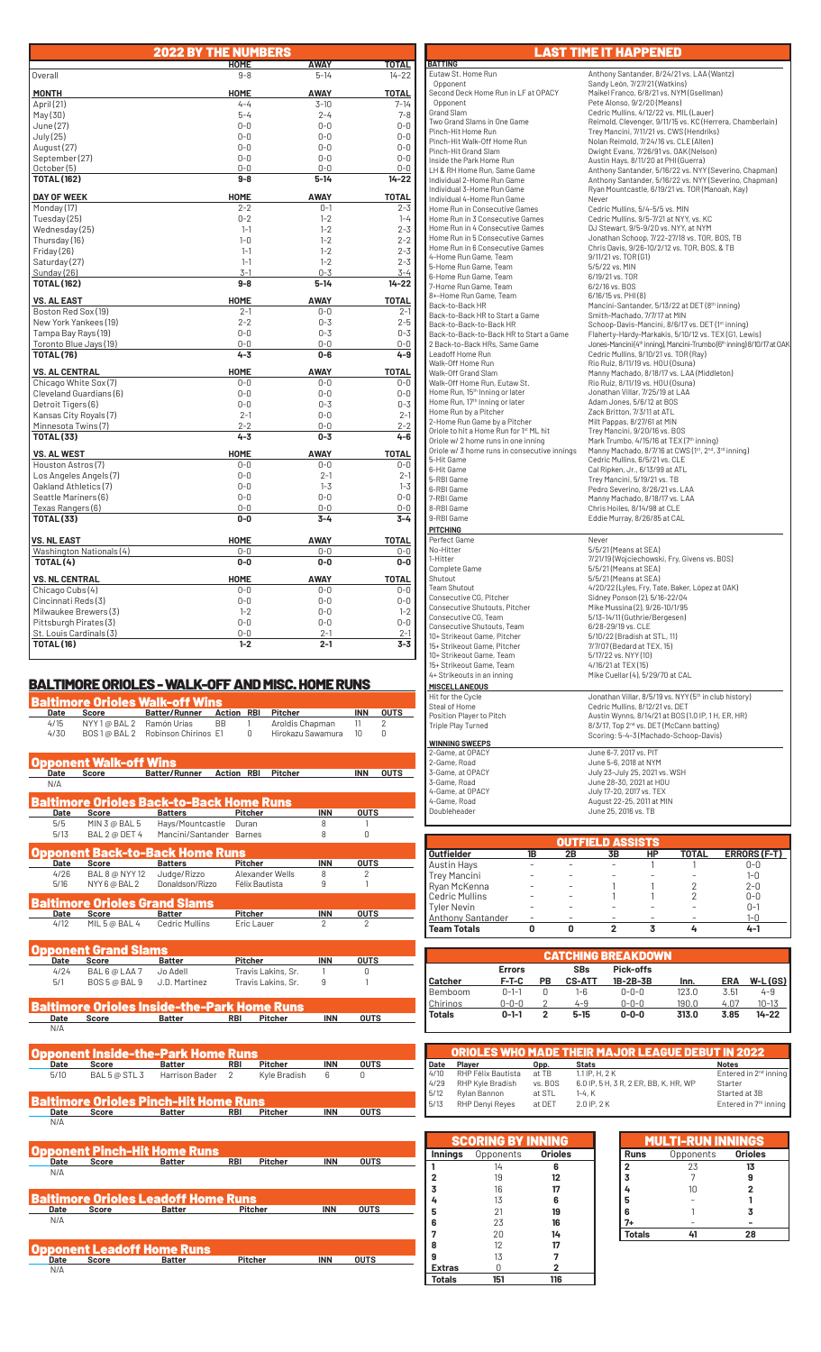## 2022 BY THE NUMBERS

| | HOME | AWAY | TOTAL |
|---|---|---|---|
| Overall | 9-8 | 5-14 | 14-22 |
| **MONTH** | **HOME** | **AWAY** | **TOTAL** |
| April (21) | 4-4 | 3-10 | 7-14 |
| May (30) | 5-4 | 2-4 | 7-8 |
| June (27) | 0-0 | 0-0 | 0-0 |
| July (25) | 0-0 | 0-0 | 0-0 |
| August (27) | 0-0 | 0-0 | 0-0 |
| September (27) | 0-0 | 0-0 | 0-0 |
| October (5) | 0-0 | 0-0 | 0-0 |
| **TOTAL (162)** | **9-8** | **5-14** | **14-22** |
| **DAY OF WEEK** | **HOME** | **AWAY** | **TOTAL** |
| Monday (17) | 2-2 | 0-1 | 2-3 |
| Tuesday (25) | 0-2 | 1-2 | 1-4 |
| Wednesday (25) | 1-1 | 1-2 | 2-3 |
| Thursday (16) | 1-0 | 1-2 | 2-2 |
| Friday (26) | 1-1 | 1-2 | 2-3 |
| Saturday (27) | 1-1 | 1-2 | 2-3 |
| Sunday (26) | 3-1 | 0-3 | 3-4 |
| **TOTAL (162)** | **9-8** | **5-14** | **14-22** |
| **VS. AL EAST** | **HOME** | **AWAY** | **TOTAL** |
| Boston Red Sox (19) | 2-1 | 0-0 | 2-1 |
| New York Yankees (19) | 2-2 | 0-3 | 2-5 |
| Tampa Bay Rays (19) | 0-0 | 0-3 | 0-3 |
| Toronto Blue Jays (19) | 0-0 | 0-0 | 0-0 |
| **TOTAL (76)** | **4-3** | **0-6** | **4-9** |
| **VS. AL CENTRAL** | **HOME** | **AWAY** | **TOTAL** |
| Chicago White Sox (7) | 0-0 | 0-0 | 0-0 |
| Cleveland Guardians (6) | 0-0 | 0-0 | 0-0 |
| Detroit Tigers (6) | 0-0 | 0-3 | 0-3 |
| Kansas City Royals (7) | 2-1 | 0-0 | 2-1 |
| Minnesota Twins (7) | 2-2 | 0-0 | 2-2 |
| **TOTAL (33)** | **4-3** | **0-3** | **4-6** |
| **VS. AL WEST** | **HOME** | **AWAY** | **TOTAL** |
| Houston Astros (7) | 0-0 | 0-0 | 0-0 |
| Los Angeles Angels (7) | 0-0 | 2-1 | 2-1 |
| Oakland Athletics (7) | 0-0 | 1-3 | 1-3 |
| Seattle Mariners (6) | 0-0 | 0-0 | 0-0 |
| Texas Rangers (6) | 0-0 | 0-0 | 0-0 |
| **TOTAL (33)** | **0-0** | **3-4** | **3-4** |
| **VS. NL EAST** | **HOME** | **AWAY** | **TOTAL** |
| Washington Nationals (4) | 0-0 | 0-0 | 0-0 |
| **TOTAL (4)** | **0-0** | **0-0** | **0-0** |
| **VS. NL CENTRAL** | **HOME** | **AWAY** | **TOTAL** |
| Chicago Cubs (4) | 0-0 | 0-0 | 0-0 |
| Cincinnati Reds (3) | 0-0 | 0-0 | 0-0 |
| Milwaukee Brewers (3) | 1-2 | 0-0 | 1-2 |
| Pittsburgh Pirates (3) | 0-0 | 0-0 | 0-0 |
| St. Louis Cardinals (3) | 0-0 | 2-1 | 2-1 |
| **TOTAL (16)** | **1-2** | **2-1** | **3-3** |

## BALTIMORE ORIOLES - WALK-OFF AND MISC. HOME RUNS

### Baltimore Orioles Walk-off Wins

| Date | Score | Batter/Runner | Action | RBI | Pitcher | INN | OUTS |
|---|---|---|---|---|---|---|---|
| 4/15 | NYY 1 @ BAL 2 | Ramón Urías | BB | 1 | Aroldis Chapman | 11 | 2 |
| 4/30 | BOS 1 @ BAL 2 | Robinson Chirinos | E1 | 0 | Hirokazu Sawamura | 10 | 0 |

### Opponent Walk-off Wins

| Date | Score | Batter/Runner | Action | RBI | Pitcher | INN | OUTS |
|---|---|---|---|---|---|---|---|
| N/A | | | | | | | |

### Baltimore Orioles Back-to-Back Home Runs

| Date | Score | Batters | Pitcher | INN | OUTS |
|---|---|---|---|---|---|
| 5/5 | MIN 3 @ BAL 5 | Hays/Mountcastle | Duran | 8 | 1 |
| 5/13 | BAL 2 @ DET 4 | Mancini/Santander | Barnes | 8 | 0 |

### Opponent Back-to-Back Home Runs

| Date | Score | Batters | Pitcher | INN | OUTS |
|---|---|---|---|---|---|
| 4/26 | BAL 8 @ NYY 12 | Judge/Rizzo | Alexander Wells | 8 | 2 |
| 5/16 | NYY 6 @ BAL 2 | Donaldson/Rizzo | Félix Bautista | 9 | 1 |

### Baltimore Orioles Grand Slams

| Date | Score | Batter | Pitcher | INN | OUTS |
|---|---|---|---|---|---|
| 4/12 | MIL 5 @ BAL 4 | Cedric Mullins | Eric Lauer | 2 | 2 |

### Opponent Grand Slams

| Date | Score | Batter | Pitcher | INN | OUTS |
|---|---|---|---|---|---|
| 4/24 | BAL 6 @ LAA 7 | Jo Adell | Travis Lakins, Sr. | 1 | 0 |
| 5/1 | BOS 5 @ BAL 9 | J.D. Martinez | Travis Lakins, Sr. | 9 | 1 |

### Baltimore Orioles Inside-the-Park Home Runs

| Date | Score | Batter | RBI | Pitcher | INN | OUTS |
|---|---|---|---|---|---|---|
| N/A | | | | | | |

### Opponent Inside-the-Park Home Runs

| Date | Score | Batter | RBI | Pitcher | INN | OUTS |
|---|---|---|---|---|---|---|
| 5/10 | BAL 5 @ STL 3 | Harrison Bader | 2 | Kyle Bradish | 6 | 0 |

### Baltimore Orioles Pinch-Hit Home Runs

| Date | Score | Batter | RBI | Pitcher | INN | OUTS |
|---|---|---|---|---|---|---|
| N/A | | | | | | |

### Opponent Pinch-Hit Home Runs

| Date | Score | Batter | RBI | Pitcher | INN | OUTS |
|---|---|---|---|---|---|---|
| N/A | | | | | | |

### Baltimore Orioles Leadoff Home Runs

| Date | Score | Batter | Pitcher | INN | OUTS |
|---|---|---|---|---|---|
| N/A | | | | | |

### Opponent Leadoff Home Runs

| Date | Score | Batter | Pitcher | INN | OUTS |
|---|---|---|---|---|---|
| N/A | | | | | |

## LAST TIME IT HAPPENED

| BATTING | |
|---|---|
| Eutaw St. Home Run | Anthony Santander, 8/24/21 vs. LAA (Wantz) |
| Opponent | Sandy León, 7/27/21 (Watkins) |
| Second Deck Home Run in LF at OPACY | Maikel Franco, 6/8/21 vs. NYM (Gsellman) |
| Opponent | Pete Alonso, 9/2/20 (Means) |
| Grand Slam | Cedric Mullins, 4/12/22 vs. MIL (Lauer) |
| Two Grand Slams in One Game | Reimold, Clevenger, 9/11/15 vs. KC (Herrera, Chamberlain) |
| Pinch-Hit Home Run | Trey Mancini, 7/11/21 vs. CWS (Hendriks) |
| Pinch-Hit Walk-Off Home Run | Nolan Reimold, 7/24/16 vs. CLE (Allen) |
| Pinch-Hit Grand Slam | Dwight Evans, 7/26/91 vs. OAK (Nelson) |
| Inside the Park Home Run | Austin Hays, 8/11/20 at PHI (Guerra) |
| LH & RH Home Run, Same Game | Anthony Santander, 5/16/22 vs. NYY (Severino, Chapman) |
| Individual 2-Home Run Game | Anthony Santander, 5/16/22 vs. NYY (Severino, Chapman) |
| Individual 3-Home Run Game | Ryan Mountcastle, 6/19/21 vs. TOR (Manoah, Kay) |
| Individual 4-Home Run Game | Never |
| Home Run in Consecutive Games | Cedric Mullins, 5/4-5/5 vs. MIN |
| Home Run in 3 Consecutive Games | Cedric Mullins, 9/5-7/21 at NYY, vs. KC |
| Home Run in 4 Consecutive Games | DJ Stewart, 9/5-9/20 vs. NYY, at NYM |
| Home Run in 5 Consecutive Games | Jonathan Schoop, 7/22-27/18 vs. TOR, BOS, TB |
| Home Run in 6 Consecutive Games | Chris Davis, 9/26-10/2/12 vs. TOR, BOS, & TB |
| 4-Home Run Game, Team | 9/11/21 vs. TOR (G1) |
| 5-Home Run Game, Team | 5/5/22 vs. MIN |
| 6-Home Run Game, Team | 6/19/21 vs. TOR |
| 7-Home Run Game, Team | 6/2/16 vs. BOS |
| 8+-Home Run Game, Team | 6/16/15 vs. PHI (8) |
| Back-to-Back HR | Mancini-Santander, 5/13/22 at DET (8th inning) |
| Back-to-Back HR to Start a Game | Smith-Machado, 7/7/17 at MIN |
| Back-to-Back-to-Back HR | Schoop-Davis-Mancini, 8/6/17 vs. DET (1st inning) |
| Back-to-Back-to-Back HR to Start a Game | Flaherty-Hardy-Markakis, 5/10/12 vs. TEX (G1, Lewis) |
| 2 Back-to-Back HRs, Same Game | Jones-Mancini (4th inning), Mancini-Trumbo (6th inning) 8/10/17 at OAK |
| Leadoff Home Run | Cedric Mullins, 9/10/21 vs. TOR (Ray) |
| Walk-Off Home Run | Rio Ruiz, 8/11/19 vs. HOU (Osuna) |
| Walk-Off Grand Slam | Manny Machado, 8/18/17 vs. LAA (Middleton) |
| Walk-Off Home Run, Eutaw St. | Rio Ruiz, 8/11/19 vs. HOU (Osuna) |
| Home Run, 15th Inning or later | Jonathan Villar, 7/25/19 at LAA |
| Home Run, 17th Inning or later | Adam Jones, 5/6/12 at BOS |
| Home Run by a Pitcher | Zack Britton, 7/3/11 at ATL |
| 2-Home Run Game by a Pitcher | Milt Pappas, 8/27/61 at MIN |
| Oriole to hit a Home Run for 1st ML hit | Trey Mancini, 9/20/16 vs. BOS |
| Oriole w/ 2 home runs in one inning | Mark Trumbo, 4/15/16 at TEX (7th inning) |
| Oriole w/ 3 home runs in consecutive innings | Manny Machado, 8/7/16 at CWS (1st, 2nd, 3rd inning) |
| 5-Hit Game | Cedric Mullins, 6/5/21 vs. CLE |
| 6-Hit Game | Cal Ripken, Jr., 6/13/99 at ATL |
| 5-RBI Game | Trey Mancini, 5/19/21 vs. TB |
| 6-RBI Game | Pedro Severino, 8/26/21 vs. LAA |
| 7-RBI Game | Manny Machado, 8/18/17 vs. LAA |
| 8-RBI Game | Chris Hoiles, 8/14/98 at CLE |
| 9-RBI Game | Eddie Murray, 8/26/85 at CAL |
| **PITCHING** | |
| Perfect Game | Never |
| No-Hitter | 5/5/21 (Means at SEA) |
| 1-Hitter | 7/21/19 (Wojciechowski, Fry, Givens vs. BOS) |
| Complete Game | 5/5/21 (Means at SEA) |
| Shutout | 5/5/21 (Means at SEA) |
| Team Shutout | 4/20/22 (Lyles, Fry, Tate, Baker, López at OAK) |
| Consecutive CG, Pitcher | Sidney Ponson (2), 5/16-22/04 |
| Consecutive Shutouts, Pitcher | Mike Mussina (2), 9/26-10/1/95 |
| Consecutive CG, Team | 5/13-14/11 (Guthrie/Bergesen) |
| Consecutive Shutouts, Team | 6/28-29/19 vs. CLE |
| 10+ Strikeout Game, Pitcher | 5/10/22 (Bradish at STL, 11) |
| 15+ Strikeout Game, Pitcher | 7/7/07 (Bedard at TEX, 15) |
| 10+ Strikeout Game, Team | 5/17/22 vs. NYY (10) |
| 15+ Strikeout Game, Team | 4/16/21 at TEX (15) |
| 4+ Strikeouts in an inning | Mike Cuellar (4), 5/29/70 at CAL |
| **MISCELLANEOUS** | |
| Hit for the Cycle | Jonathan Villar, 8/5/19 vs. NYY (5th in club history) |
| Steal of Home | Cedric Mullins, 8/12/21 vs. DET |
| Position Player to Pitch | Austin Wynns, 8/14/21 at BOS (1.0 IP, 1 H, ER, HR) |
| Triple Play Turned | 8/3/17, Top 2nd vs. DET (McCann batting) Scoring: 5-4-3 (Machado-Schoop-Davis) |
| **WINNING SWEEPS** | |
| 2-Game, at OPACY | June 6-7, 2017 vs. PIT |
| 2-Game, Road | June 5-6, 2018 at NYM |
| 3-Game, at OPACY | July 23-July 25, 2021 vs. WSH |
| 3-Game, Road | June 28-30, 2021 at HOU |
| 4-Game, at OPACY | July 17-20, 2017 vs. TEX |
| 4-Game, Road | August 22-25, 2011 at MIN |
| Doubleheader | June 25, 2016 vs. TB |

## OUTFIELD ASSISTS

| Outfielder | 1B | 2B | 3B | HP | TOTAL | ERRORS (F-T) |
|---|---|---|---|---|---|---|
| Austin Hays | - | - | - | 1 | 1 | 0-0 |
| Trey Mancini | - | - | - | - | - | 1-0 |
| Ryan McKenna | - | - | 1 | 1 | 2 | 2-0 |
| Cedric Mullins | - | - | 1 | 1 | 2 | 0-0 |
| Tyler Nevin | - | - | - | - | - | 0-1 |
| Anthony Santander | - | - | - | - | - | 1-0 |
| **Team Totals** | **0** | **0** | **2** | **3** | **4** | **4-1** |

## CATCHING BREAKDOWN

| Catcher | Errors F-T-C | PB | SBs CS-ATT | Pick-offs 1B-2B-3B | Inn. | ERA | W-L (GS) |
|---|---|---|---|---|---|---|---|
| Bemboom | 0-1-1 | 0 | 1-6 | 0-0-0 | 123.0 | 3.51 | 4-9 |
| Chirinos | 0-0-0 | 2 | 4-9 | 0-0-0 | 190.0 | 4.07 | 10-13 |
| **Totals** | **0-1-1** | **2** | **5-15** | **0-0-0** | **313.0** | **3.85** | **14-22** |

## ORIOLES WHO MADE THEIR MAJOR LEAGUE DEBUT IN 2022

| Date | Player | Opp. | Stats | Notes |
|---|---|---|---|---|
| 4/10 | RHP Félix Bautista | at TB | 1.1 IP, H, 2 K | Entered in 2nd inning |
| 4/29 | RHP Kyle Bradish | vs. BOS | 6.0 IP, 5 H, 3 R, 2 ER, BB, K, HR, WP | Starter |
| 5/12 | Rylan Bannon | at STL | 1-4, K | Started at 3B |
| 5/13 | RHP Denyi Reyes | at DET | 2.0 IP, 2 K | Entered in 7th inning |

## SCORING BY INNING

| Innings | Opponents | Orioles |
|---|---|---|
| 1 | 14 | 6 |
| 2 | 19 | 12 |
| 3 | 16 | 17 |
| 4 | 13 | 6 |
| 5 | 21 | 19 |
| 6 | 23 | 16 |
| 7 | 20 | 14 |
| 8 | 12 | 17 |
| 9 | 13 | 7 |
| Extras | 0 | 2 |
| **Totals** | **151** | **116** |

## MULTI-RUN INNINGS

| Runs | Opponents | Orioles |
|---|---|---|
| 2 | 23 | 13 |
| 3 | 7 | 9 |
| 4 | 10 | 2 |
| 5 | - | 1 |
| 6 | 1 | 3 |
| 7+ | - | - |
| **Totals** | **41** | **28** |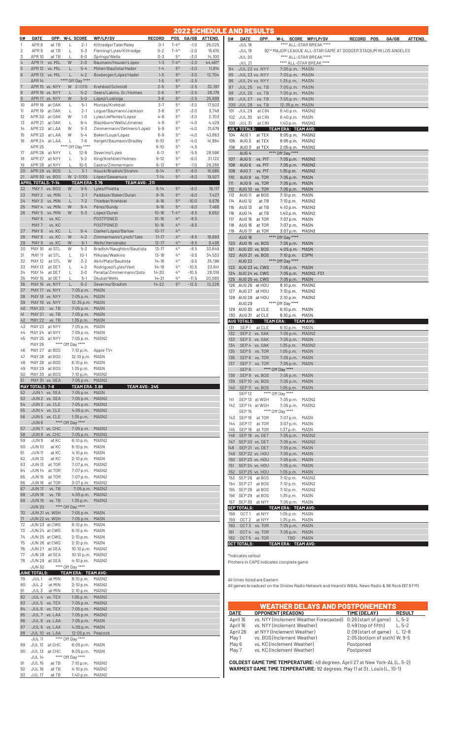# 2022 SCHEDULE AND RESULTS

| G# | DATE | OPP. | W-L | SCORE | WP/LP/SV | RECORD | POS. | GA/GB | ATTEND. |
|---|---|---|---|---|---|---|---|---|---|
| 1 | APR 8 | at TB | L | 2-1 | Kittredge/Tate/Raley | 0-1 | T-4th | -1.0 | 25,025 |
| 2 | APR 9 | at TB | L | 5-3 | Fleming/Lyles/Kittredge | 0-2 | T-4th | -2.0 | 15,615 |
| 3 | APR 10 | at TB | L | 8-0 | Springs/Wells | 0-3 | 5th | -3.0 | 14,100 |
| 4 | APR 11 | vs. MIL | W | 2-0 | Baumann/Houser/López | 1-3 | T-4th | -2.0 | 44,461* |
| 5 | APR 12 | vs. MIL | L | 5-4 | Milner/Bautista/Hader | 1-4 | 5th | -3.0 | 11,814 |
| 6 | APR 13 | vs. MIL | L | 4-2 | Boxberger/López/Hader | 1-5 | 5th | -3.0 | 12,704 |
| | APR 14 | | **** Off Day **** | | | 1-5 | 5th | -2.5 | |
| 7 | APR 15 | vs. NYY | W | 2-1 (11) | Krehbiel/Schmidt | 2-5 | 5th | -2.5 | 32,197 |
| 8 | APR 16 | vs. NYY | L | 5-2 | Sears/Lakins, Sr./Holmes | 2-6 | 5th | -2.5 | 28,179 |
| 9 | APR 17 | vs. NYY | W | 5-0 | López/Loáisiga | 3-6 | 5th | -2.5 | 25,938 |
| 10 | APR 18 | at OAK | L | 5-1 | Montas/Krehbiel | 3-7 | 5th | -3.0 | 17,503 |
| 11 | APR 19 | at OAK | L | 2-1 | Logue/Baumann/Jackson | 3-8 | 5th | -3.0 | 3,748 |
| 12 | APR 20 | at OAK | W | 1-0 | Lyles/Jefferies/López | 4-8 | 5th | -3.0 | 2,703 |
| 13 | APR 21 | at OAK | L | 6-4 | Blackburn/Wells/Jiménez | 4-9 | 5th | -4.0 | 4,429 |
| 14 | APR 22 | at LAA | W | 5-3 | Zimmermann/Detmers/López | 5-9 | 5th | -4.0 | 31,679 |
| 15 | APR 23 | at LAA | W | 5-4 | Baker/Loup/López | 6-9 | 5th | -4.0 | 43,883 |
| 16 | APR 24 | at LAA | L | 7-6 | Herget/Baumann/Bradley | 6-10 | 5th | -4.0 | 41,984 |
| | APR 25 | | **** Off Day **** | | | 6-10 | 5th | -4.5 | |
| 17 | APR 26 | at NYY | L | 12-8 | Severino/Lyles | 6-11 | 5th | -5.5 | 28,596 |
| 18 | APR 27 | at NYY | L | 5-2 | King/Krehbiel/Holmes | 6-12 | 5th | -6.0 | 31,122 |
| 19 | APR 28 | at NYY | L | 10-5 | Castro/Zimmermann | 6-13 | 5th | -7.0 | 29,268 |
| 20 | APR 29 | vs. BOS | L | 3-1 | Houck/Bradish/Strahm | 6-14 | 5th | -8.0 | 15,685 |
| 21 | APR 30 | vs. BOS | W | 2-1 (10) | López/Sawamura | 7-14 | 5th | -8.0 | 19,927 |
| **APRIL TOTALS: 7-14** | | | **TEAM ERA: 3.76** | | **TEAM AVG: .211** | | | | |
| 22 | MAY 1 | vs. BOS | W | 9-5 | Lyles/Pivetta | 8-14 | 5th | -8.0 | 19,117 |
| 23 | MAY 2 | vs. MIN | L | 2-1 | Paddack/Baker/Duran | 8-15 | 5th | -9.0 | 7,427 |
| 24 | MAY 3 | vs. MIN | L | 7-2 | Thielbar/Krehbiel | 8-16 | 5th | -10.0 | 6,678 |
| 25 | MAY 4 | vs. MIN | W | 9-4 | Pérez/Bundy | 9-16 | 5th | -9.0 | 7,466 |
| 26 | MAY 5 | vs. MIN | W | 5-3 | López/Duran | 10-16 | T-4th | -8.5 | 8,652 |
| | MAY 6 | vs. KC | | | POSTPONED | 10-16 | 4th | -8.5 | |
| | MAY 7 | vs. KC | | | POSTPONED | 10-16 | 4th | -8.5 | |
| 27 | MAY 8 | vs. KC | L | 6-4 | Clarke/López/Barlow | 10-17 | 4th | | |
| 28 | MAY 8 | vs. KC | W | 4-2 | Zimmermann/Lynch/Tate | 11-17 | 4th | -8.5 | 19,883 |
| 29 | MAY 9 | vs. KC | W | 6-1 | Wells/Hernández | 12-17 | 4th | -8.5 | 9,438 |
| 30 | MAY 10 | at STL | W | 5-3 | Bradish/Naughton/Bautista | 13-17 | 4th | -8.5 | 33,649 |
| 31 | MAY 11 | at STL | L | 10-1 | Mikolas/Watkins | 13-18 | 4th | -9.5 | 34,533 |
| 32 | MAY 12 | at STL | W | 3-2 | Akin/Matz/Bautista | 14-18 | 4th | -9.5 | 35,198 |
| 33 | MAY 13 | at DET | L | 4-2 | Rodriguez/Lyles/Vest | 14-19 | 4th | -10.5 | 23,941 |
| 34 | MAY 14 | at DET | L | 3-0 | Peralta/Zimmermann/Soto | 14-20 | 4th | -10.5 | 28,016 |
| 35 | MAY 15 | at DET | L | 5-1 | Skubal/Wells | 14-21 | 4th | -11.5 | 20,080 |
| 36 | MAY 16 | vs. NYY | L | 6-2 | Severino/Bradish | 14-22 | 5th | -12.5 | 12,228 |
| 37 | MAY 17 | vs. NYY | | 7:05 p.m. | MASN | | | | |
| 38 | MAY 18 | vs. NYY | | 7:05 p.m. | MASN | | | | |
| 39 | MAY 19 | vs. NYY | | 12:35 p.m. | MASN | | | | |
| 40 | MAY 20 | vs. TB | | 7:05 p.m. | MASN | | | | |
| 41 | MAY 21 | vs. TB | | 7:05 p.m. | MASN | | | | |
| 42 | MAY 22 | vs. TB | | 1:35 p.m. | MASN | | | | |
| 43 | MAY 23 | at NYY | | 7:05 p.m. | MASN | | | | |
| 44 | MAY 24 | at NYY | | 7:05 p.m. | MASN | | | | |
| 45 | MAY 25 | at NYY | | 7:05 p.m. | MASN2 | | | | |
| | MAY 26 | | **** Off Day **** | | | | | | |
| 46 | MAY 27 | at BOS | | 7:10 p.m. | Apple TV+ | | | | |
| 47 | MAY 28 | at BOS | | 12:10 p.m. | MASN | | | | |
| 48 | MAY 28 | at BOS | | 6:10 p.m. | MASN | | | | |
| 49 | MAY 29 | at BOS | | 1:35 p.m. | MASN | | | | |
| 50 | MAY 30 | at BOS | | 7:10 p.m. | MASN2 | | | | |
| 51 | MAY 31 | vs. SEA | | 7:05 p.m. | MASN2 | | | | |
| **MAY TOTALS: 7-8** | | | **TEAM ERA: 3.98** | | **TEAM AVG: .245** | | | | |
| 52 | JUN 1 | vs. SEA | | 7:05 p.m. | MASN | | | | |
| 53 | JUN 2 | vs. SEA | | 7:05 p.m. | MASN2 | | | | |
| 54 | JUN 3 | vs. CLE | | 7:05 p.m. | MASN2 | | | | |
| 55 | JUN 4 | vs. CLE | | 4:05 p.m. | MASN2 | | | | |
| 56 | JUN 5 | vs. CLE | | 1:35 p.m. | MASN2 | | | | |
| | JUN 6 | | **** Off Day **** | | | | | | |
| 57 | JUN 7 | vs. CHC | | 7:05 p.m. | MASN2 | | | | |
| 58 | JUN 8 | vs. CHC | | 7:05 p.m. | MASN2 | | | | |
| 59 | JUN 9 | at KC | | 8:10 p.m. | MASN2 | | | | |
| 60 | JUN 10 | at KC | | 8:10 p.m. | MASN | | | | |
| 61 | JUN 11 | at KC | | 4:10 p.m. | MASN | | | | |
| 62 | JUN 12 | at KC | | 2:10 p.m. | MASN | | | | |
| 63 | JUN 13 | at TOR | | 7:07 p.m. | MASN2 | | | | |
| 64 | JUN 14 | at TOR | | 7:07 p.m. | MASN | | | | |
| 65 | JUN 15 | at TOR | | 7:07 p.m. | MASN2 | | | | |
| 66 | JUN 16 | at TOR | | 3:07 p.m. | MASN2 | | | | |
| 67 | JUN 17 | vs. TB | | 7:05 p.m. | MASN2 | | | | |
| 68 | JUN 18 | vs. TB | | 4:05 p.m. | MASN2 | | | | |
| 69 | JUN 19 | vs. TB | | 1:35 p.m. | MASN2 | | | | |
| | JUN 20 | | **** Off Day **** | | | | | | |
| 70 | JUN 21 | vs. WSH | | 7:05 p.m. | MASN | | | | |
| 71 | JUN 22 | vs. WSH | | 7:05 p.m. | MASN | | | | |
| 72 | JUN 23 | at CWS | | 8:10 p.m. | MASN | | | | |
| 73 | JUN 24 | at CWS | | 8:10 p.m. | MASN | | | | |
| 74 | JUN 25 | at CWS | | 2:10 p.m. | MASN | | | | |
| 75 | JUN 26 | at CWS | | 2:10 p.m. | MASN | | | | |
| 76 | JUN 27 | at SEA | | 10:10 p.m. | MASN2 | | | | |
| 77 | JUN 28 | at SEA | | 10:10 p.m. | MASN2 | | | | |
| 78 | JUN 29 | at SEA | | 4:10 p.m. | MASN2 | | | | |
| | JUN 30 | | **** Off Day **** | | | | | | |
| **JUNE TOTALS:** | | | **TEAM ERA:** | | **TEAM AVG:** | | | | |
| 79 | JUL 1 | at MIN | | 8:10 p.m. | MASN2 | | | | |
| 80 | JUL 2 | at MIN | | 2:10 p.m. | MASN2 | | | | |
| 81 | JUL 3 | at MIN | | 2:10 p.m. | MASN2 | | | | |
| 82 | JUL 4 | vs. TEX | | 1:05 p.m. | MASN2 | | | | |
| 83 | JUL 5 | vs. TEX | | 7:05 p.m. | MASN2 | | | | |
| 84 | JUL 6 | vs. TEX | | 7:05 p.m. | MASN2 | | | | |
| 85 | JUL 7 | vs. LAA | | 7:05 p.m. | MASN2 | | | | |
| 86 | JUL 8 | vs. LAA | | 7:05 p.m. | MASN | | | | |
| 87 | JUL 9 | vs. LAA | | 4:05 p.m. | MASN | | | | |
| 88 | JUL 10 | vs. LAA | | 12:05 p.m. | Peacock | | | | |
| | JUL 11 | | **** Off Day **** | | | | | | |
| 89 | JUL 12 | at CHC | | 8:05 p.m. | MASN | | | | |
| 90 | JUL 13 | at CHC | | 8:05 p.m. | MASN | | | | |
| | JUL 14 | | **** Off Day **** | | | | | | |
| 91 | JUL 15 | at TB | | 7:10 p.m. | MASN2 | | | | |
| 92 | JUL 16 | at TB | | 4:10 p.m. | MASN2 | | | | |
| 93 | JUL 17 | at TB | | 1:40 p.m. | MASN2 | | | | |
| | JUL 18 | | **** ALL-STAR BREAK **** | | | | | | |
| | JUL 19 | | 92nd MAJOR LEAGUE ALL-STAR GAME AT DODGER STADIUM IN LOS ANGELES | | | | | | |
| | JUL 20 | | **** ALL-STAR BREAK **** | | | | | | |
| | JUL 21 | | **** ALL-STAR BREAK **** | | | | | | |
| 94 | JUL 22 | vs. NYY | | 7:05 p.m. | MASN | | | | |
| 95 | JUL 23 | vs. NYY | | 7:05 p.m. | MASN | | | | |
| 96 | JUL 24 | vs. NYY | | 1:35 p.m. | MASN | | | | |
| 97 | JUL 25 | vs. TB | | 7:05 p.m. | MASN | | | | |
| 98 | JUL 26 | vs. TB | | 7:05 p.m. | MASN | | | | |
| 99 | JUL 27 | vs. TB | | 7:05 p.m. | MASN | | | | |
| 100 | JUL 28 | vs. TB | | 12:35 p.m. | MASN | | | | |
| 101 | JUL 29 | at CIN | | 6:40 p.m. | MASN2 | | | | |
| 102 | JUL 30 | at CIN | | 6:40 p.m. | MASN | | | | |
| 103 | JUL 31 | at CIN | | 1:40 p.m. | MASN2 | | | | |
| **JULY TOTALS:** | | | **TEAM ERA:** | | **TEAM AVG:** | | | | |
| 104 | AUG 1 | at TEX | | 8:05 p.m. | MASN2 | | | | |
| 105 | AUG 2 | at TEX | | 8:05 p.m. | MASN2 | | | | |
| 106 | AUG 3 | at TEX | | 2:05 p.m. | MASN2 | | | | |
| | AUG 4 | | **** Off Day **** | | | | | | |
| 107 | AUG 5 | vs. PIT | | 7:05 p.m. | MASN2 | | | | |
| 108 | AUG 6 | vs. PIT | | 7:05 p.m. | MASN2 | | | | |
| 109 | AUG 7 | vs. PIT | | 1:35 p.m. | MASN2 | | | | |
| 110 | AUG 8 | vs. TOR | | 7:05 p.m. | MASN | | | | |
| 111 | AUG 9 | vs. TOR | | 7:05 p.m. | MASN | | | | |
| 112 | AUG 10 | vs. TOR | | 7:05 p.m. | MASN | | | | |
| 113 | AUG 11 | at BOS | | 7:10 p.m. | MASN | | | | |
| 114 | AUG 12 | at TB | | 7:10 p.m. | MASN2 | | | | |
| 115 | AUG 13 | at TB | | 4:10 p.m. | MASN2 | | | | |
| 116 | AUG 14 | at TB | | 1:40 p.m. | MASN2 | | | | |
| 117 | AUG 15 | at TOR | | 7:07 p.m. | MASN | | | | |
| 118 | AUG 16 | at TOR | | 7:07 p.m. | MASN | | | | |
| 119 | AUG 17 | at TOR | | 3:07 p.m. | MASN2 | | | | |
| | AUG 18 | | **** Off Day **** | | | | | | |
| 120 | AUG 19 | vs. BOS | | 7:05 p.m. | MASN | | | | |
| 121 | AUG 20 | vs. BOS | | 4:05 p.m. | MASN | | | | |
| 122 | AUG 21 | vs. BOS | | 7:10 p.m. | ESPN | | | | |
| | AUG 22 | | **** Off Day **** | | | | | | |
| 123 | AUG 23 | vs. CWS | | 7:05 p.m. | MASN | | | | |
| 124 | AUG 24 | vs. CWS | | 7:05 p.m. | MASN2, FS1 | | | | |
| 125 | AUG 25 | vs. CWS | | 7:05 p.m. | MASN | | | | |
| 126 | AUG 26 | at HOU | | 8:10 p.m. | MASN2 | | | | |
| 127 | AUG 27 | at HOU | | 7:10 p.m. | MASN2 | | | | |
| 128 | AUG 28 | at HOU | | 2:10 p.m. | MASN2 | | | | |
| | AUG 29 | | **** Off Day **** | | | | | | |
| 129 | AUG 30 | at CLE | | 6:10 p.m. | MASN | | | | |
| 130 | AUG 31 | at CLE | | 6:10 p.m. | MASN | | | | |
| **AUG TOTALS:** | | | **TEAM ERA:** | | **TEAM AVG:** | | | | |
| 131 | SEP 1 | at CLE | | 6:10 p.m. | MASN | | | | |
| 132 | SEP 2 | vs. OAK | | 7:05 p.m. | MASN2 | | | | |
| 133 | SEP 3 | vs. OAK | | 7:05 p.m. | MASN | | | | |
| 134 | SEP 4 | vs. OAK | | 1:35 p.m. | MASN2 | | | | |
| 135 | SEP 5 | vs. TOR | | 1:05 p.m. | MASN | | | | |
| 136 | SEP 6 | vs. TOR | | 7:05 p.m. | MASN | | | | |
| 137 | SEP 7 | vs. TOR | | 7:05 p.m. | MASN | | | | |
| | SEP 8 | | **** Off Day **** | | | | | | |
| 138 | SEP 9 | vs. BOS | | 7:05 p.m. | MASN | | | | |
| 139 | SEP 10 | vs. BOS | | 7:05 p.m. | MASN | | | | |
| 140 | SEP 11 | vs. BOS | | 1:05 p.m. | MASN | | | | |
| | SEP 12 | | **** Off Day **** | | | | | | |
| 141 | SEP 13 | at WSH | | 7:05 p.m. | MASN2 | | | | |
| 142 | SEP 14 | at WSH | | 7:05 p.m. | MASN2 | | | | |
| | SEP 15 | | **** Off Day **** | | | | | | |
| 143 | SEP 16 | at TOR | | 7:07 p.m. | MASN | | | | |
| 144 | SEP 17 | at TOR | | 3:07 p.m. | MASN | | | | |
| 145 | SEP 18 | at TOR | | 1:37 p.m. | MASN | | | | |
| 146 | SEP 19 | vs. DET | | 7:05 p.m. | MASN2 | | | | |
| 147 | SEP 20 | vs. DET | | 7:05 p.m. | MASN2 | | | | |
| 148 | SEP 21 | vs. DET | | 7:05 p.m. | MASN | | | | |
| 149 | SEP 22 | vs. HOU | | 7:05 p.m. | MASN | | | | |
| 150 | SEP 23 | vs. HOU | | 7:05 p.m. | MASN | | | | |
| 151 | SEP 24 | vs. HOU | | 7:05 p.m. | MASN | | | | |
| 152 | SEP 25 | vs. HOU | | 1:05 p.m. | MASN | | | | |
| 153 | SEP 26 | at BOS | | 7:10 p.m. | MASN2 | | | | |
| 154 | SEP 27 | at BOS | | 7:10 p.m. | MASN2 | | | | |
| 155 | SEP 28 | at BOS | | 7:10 p.m. | MASN2 | | | | |
| 156 | SEP 29 | at BOS | | 1:35 p.m. | MASN | | | | |
| 157 | SEP 30 | at NYY | | 7:05 p.m. | MASN | | | | |
| **SEP TOTALS:** | | | **TEAM ERA:** | | **TEAM AVG:** | | | | |
| 158 | OCT 1 | at NYY | | 1:05 p.m. | MASN | | | | |
| 159 | OCT 2 | at NYY | | 1:35 p.m. | MASN | | | | |
| 160 | OCT 3 | vs. TOR | | 7:05 p.m. | MASN | | | | |
| 161 | OCT 4 | vs. TOR | | 7:05 p.m. | MASN | | | | |
| 162 | OCT 5 | vs. TOR | | TBD | MASN | | | | |
| **OCT TOTALS:** | | | **TEAM ERA:** | | **TEAM AVG:** | | | | |

*Indicates sellout

Pitchers in CAPS indicates complete game

All times listed are Eastern

All games broadcast on the Orioles Radio Network and Hearst's WBAL News Radio & 98 Rock (97.9 FM)

## WEATHER DELAYS AND POSTPONEMENTS

| DATE | OPPONENT (REASON) | TIME (DELAY) | RESULT |
|---|---|---|---|
| April 16 | vs. NYY (Inclement Weather Forecasted) | 0:26 (start of game) | L, 5-2 |
| April 16 | vs. NYY (Inclement Weather) | 0:49 (top of fifth) | L, 5-2 |
| April 26 | at NYY (Inclement Weather) | 0:09 (start of game) | L, 12-8 |
| May 1 | vs. BOS (Inclement Weather) | 2:05 (bottom of sixth) | W, 9-5 |
| May 6 | vs. KC (Inclement Weather) | Postponed | |
| May 7 | vs. KC (Inclement Weather) | Postponed | |

**COLDEST GAME TIME TEMPERATURE:** 49 degrees, April 27 at New York-AL (L, 5-2)
**WARMEST GAME TIME TEMPERATURE:** 92 degrees, May 11 at St. Louis (L, 10-1)